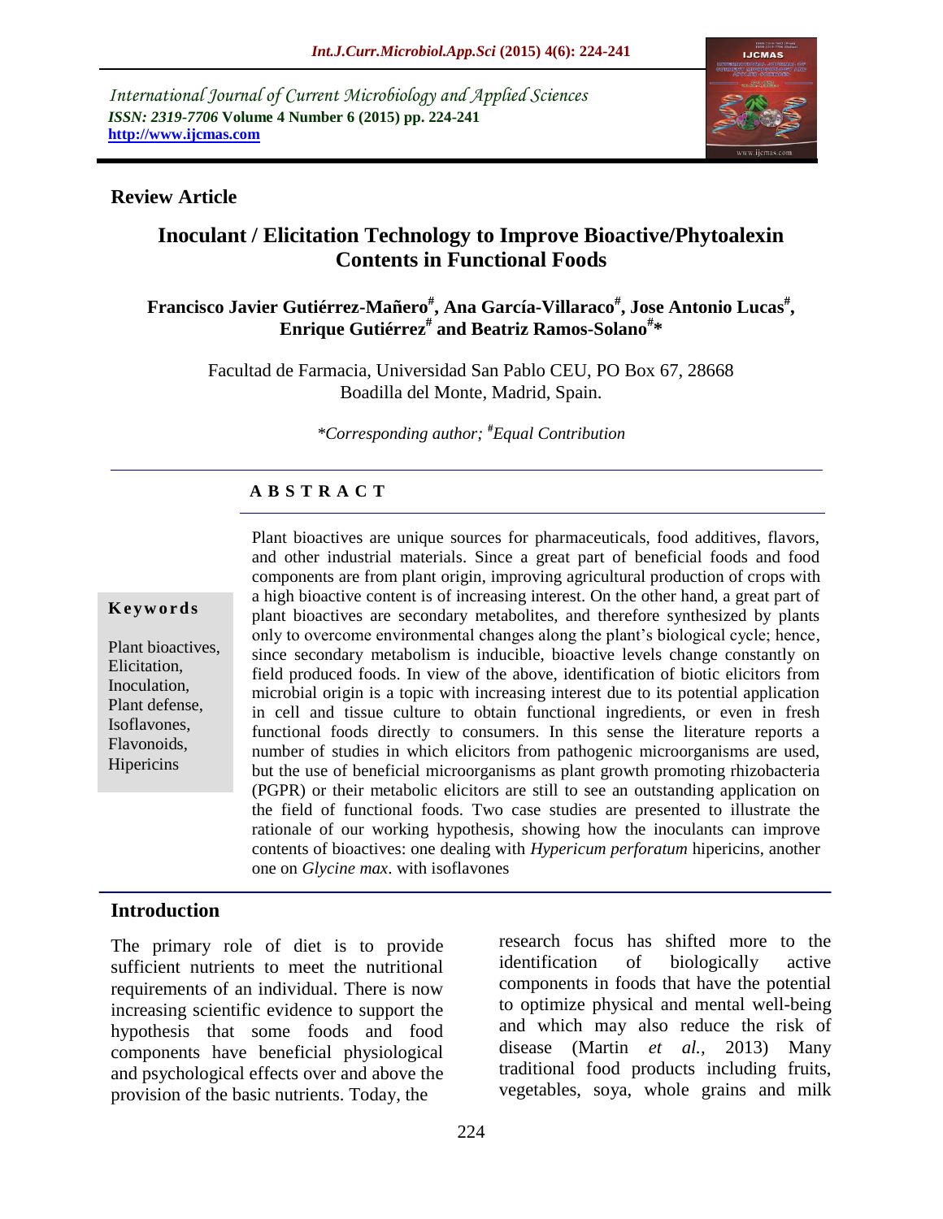International Journal of Current Microbiology and Applied Sciences
*ISSN: 2319-7706* **Volume 4 Number 6 (2015) pp. 224-241**
**http://www.ijcmas.com**

**Review Article**

# Inoculant / Elicitation Technology to Improve Bioactive/Phytoalexin Contents in Functional Foods

**Francisco Javier Gutiérrez-Mañero[#], Ana García-Villaraco[#], Jose Antonio Lucas[#], Enrique Gutiérrez[#] and Beatriz Ramos-Solano[#]\***

Facultad de Farmacia, Universidad San Pablo CEU, PO Box 67, 28668 Boadilla del Monte, Madrid, Spain.

*\*Corresponding author; [#]Equal Contribution*

## ABSTRACT

**Keywords**

Plant bioactives, Elicitation, Inoculation, Plant defense, Isoflavones, Flavonoids, Hipericins

Plant bioactives are unique sources for pharmaceuticals, food additives, flavors, and other industrial materials. Since a great part of beneficial foods and food components are from plant origin, improving agricultural production of crops with a high bioactive content is of increasing interest. On the other hand, a great part of plant bioactives are secondary metabolites, and therefore synthesized by plants only to overcome environmental changes along the plant's biological cycle; hence, since secondary metabolism is inducible, bioactive levels change constantly on field produced foods. In view of the above, identification of biotic elicitors from microbial origin is a topic with increasing interest due to its potential application in cell and tissue culture to obtain functional ingredients, or even in fresh functional foods directly to consumers. In this sense the literature reports a number of studies in which elicitors from pathogenic microorganisms are used, but the use of beneficial microorganisms as plant growth promoting rhizobacteria (PGPR) or their metabolic elicitors are still to see an outstanding application on the field of functional foods. Two case studies are presented to illustrate the rationale of our working hypothesis, showing how the inoculants can improve contents of bioactives: one dealing with *Hypericum perforatum* hipericins, another one on *Glycine max*. with isoflavones

## Introduction

The primary role of diet is to provide sufficient nutrients to meet the nutritional requirements of an individual. There is now increasing scientific evidence to support the hypothesis that some foods and food components have beneficial physiological and psychological effects over and above the provision of the basic nutrients. Today, the research focus has shifted more to the identification of biologically active components in foods that have the potential to optimize physical and mental well-being and which may also reduce the risk of disease (Martin *et al.,* 2013) Many traditional food products including fruits, vegetables, soya, whole grains and milk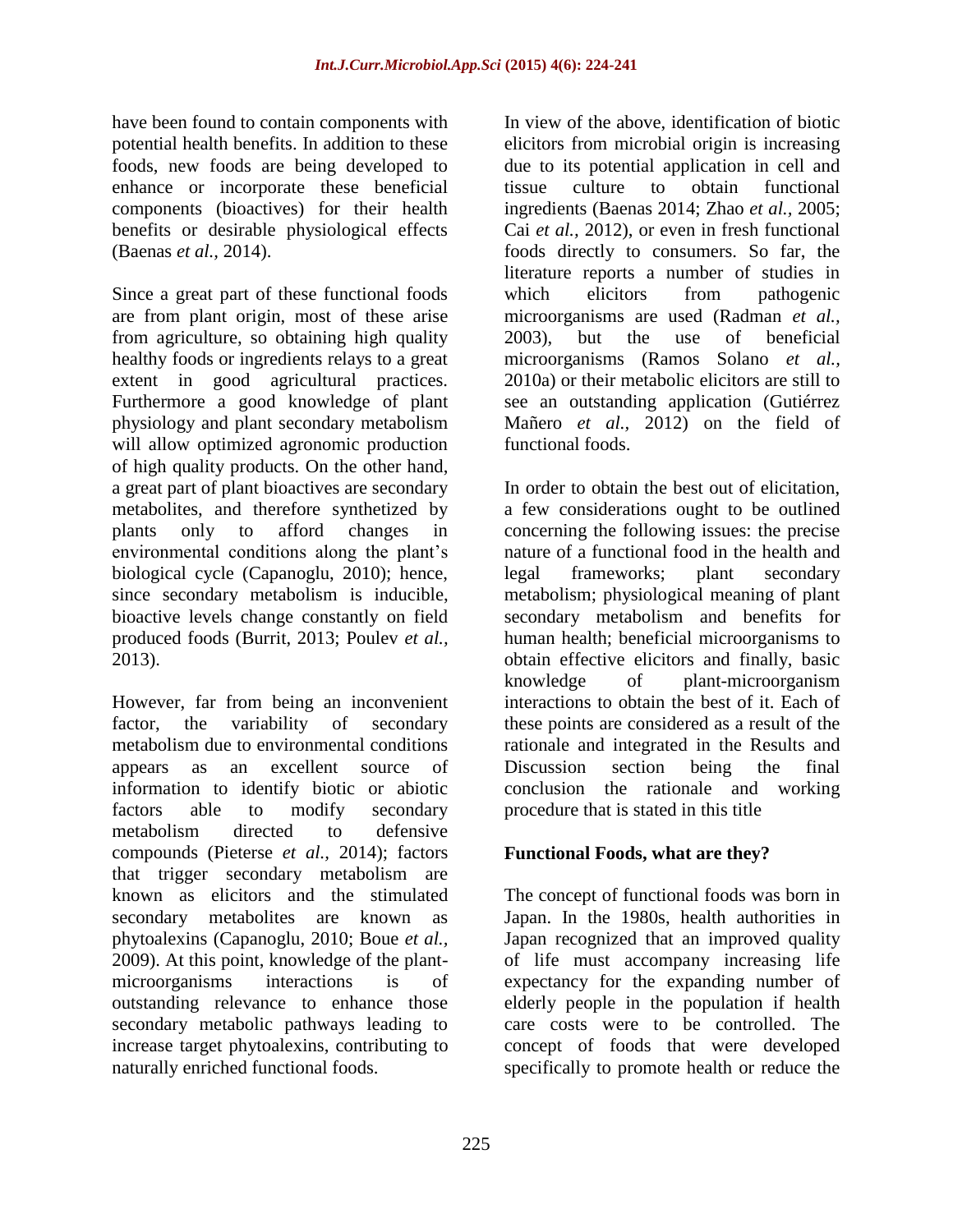have been found to contain components with potential health benefits. In addition to these foods, new foods are being developed to enhance or incorporate these beneficial components (bioactives) for their health benefits or desirable physiological effects (Baenas *et al.,* 2014).

Since a great part of these functional foods are from plant origin, most of these arise from agriculture, so obtaining high quality healthy foods or ingredients relays to a great extent in good agricultural practices. Furthermore a good knowledge of plant physiology and plant secondary metabolism will allow optimized agronomic production of high quality products. On the other hand, a great part of plant bioactives are secondary metabolites, and therefore synthetized by plants only to afford changes in environmental conditions along the plant's biological cycle (Capanoglu, 2010); hence, since secondary metabolism is inducible, bioactive levels change constantly on field produced foods (Burrit, 2013; Poulev *et al.,* 2013).

However, far from being an inconvenient factor, the variability of secondary metabolism due to environmental conditions appears as an excellent source of information to identify biotic or abiotic factors able to modify secondary metabolism directed to defensive compounds (Pieterse *et al.,* 2014); factors that trigger secondary metabolism are known as elicitors and the stimulated secondary metabolites are known as phytoalexins (Capanoglu, 2010; Boue *et al.,* 2009). At this point, knowledge of the plant-microorganisms interactions is of outstanding relevance to enhance those secondary metabolic pathways leading to increase target phytoalexins, contributing to naturally enriched functional foods.

In view of the above, identification of biotic elicitors from microbial origin is increasing due to its potential application in cell and tissue culture to obtain functional ingredients (Baenas 2014; Zhao *et al.,* 2005; Cai *et al.,* 2012), or even in fresh functional foods directly to consumers. So far, the literature reports a number of studies in which elicitors from pathogenic microorganisms are used (Radman *et al.,* 2003), but the use of beneficial microorganisms (Ramos Solano *et al.,* 2010a) or their metabolic elicitors are still to see an outstanding application (Gutiérrez Mañero *et al.,* 2012) on the field of functional foods.

In order to obtain the best out of elicitation, a few considerations ought to be outlined concerning the following issues: the precise nature of a functional food in the health and legal frameworks; plant secondary metabolism; physiological meaning of plant secondary metabolism and benefits for human health; beneficial microorganisms to obtain effective elicitors and finally, basic knowledge of plant-microorganism interactions to obtain the best of it. Each of these points are considered as a result of the rationale and integrated in the Results and Discussion section being the final conclusion the rationale and working procedure that is stated in this title

## Functional Foods, what are they?

The concept of functional foods was born in Japan. In the 1980s, health authorities in Japan recognized that an improved quality of life must accompany increasing life expectancy for the expanding number of elderly people in the population if health care costs were to be controlled. The concept of foods that were developed specifically to promote health or reduce the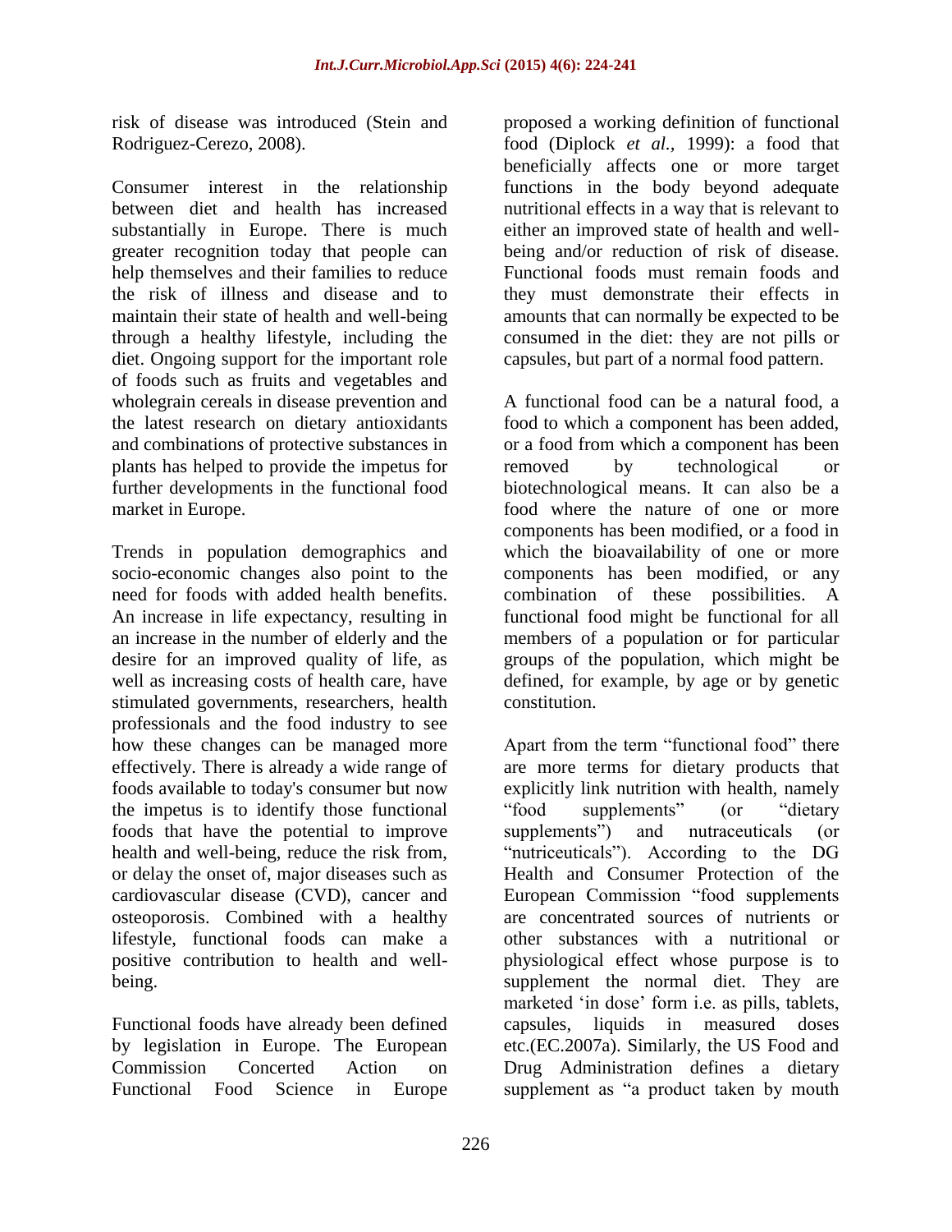risk of disease was introduced (Stein and Rodriguez-Cerezo, 2008).

Consumer interest in the relationship between diet and health has increased substantially in Europe. There is much greater recognition today that people can help themselves and their families to reduce the risk of illness and disease and to maintain their state of health and well-being through a healthy lifestyle, including the diet. Ongoing support for the important role of foods such as fruits and vegetables and wholegrain cereals in disease prevention and the latest research on dietary antioxidants and combinations of protective substances in plants has helped to provide the impetus for further developments in the functional food market in Europe.

Trends in population demographics and socio-economic changes also point to the need for foods with added health benefits. An increase in life expectancy, resulting in an increase in the number of elderly and the desire for an improved quality of life, as well as increasing costs of health care, have stimulated governments, researchers, health professionals and the food industry to see how these changes can be managed more effectively. There is already a wide range of foods available to today's consumer but now the impetus is to identify those functional foods that have the potential to improve health and well-being, reduce the risk from, or delay the onset of, major diseases such as cardiovascular disease (CVD), cancer and osteoporosis. Combined with a healthy lifestyle, functional foods can make a positive contribution to health and well-being.

Functional foods have already been defined by legislation in Europe. The European Commission Concerted Action on Functional Food Science in Europe proposed a working definition of functional food (Diplock *et al.,* 1999): a food that beneficially affects one or more target functions in the body beyond adequate nutritional effects in a way that is relevant to either an improved state of health and well-being and/or reduction of risk of disease. Functional foods must remain foods and they must demonstrate their effects in amounts that can normally be expected to be consumed in the diet: they are not pills or capsules, but part of a normal food pattern.

A functional food can be a natural food, a food to which a component has been added, or a food from which a component has been removed by technological or biotechnological means. It can also be a food where the nature of one or more components has been modified, or a food in which the bioavailability of one or more components has been modified, or any combination of these possibilities. A functional food might be functional for all members of a population or for particular groups of the population, which might be defined, for example, by age or by genetic constitution.

Apart from the term "functional food" there are more terms for dietary products that explicitly link nutrition with health, namely "food supplements" (or "dietary supplements") and nutraceuticals (or "nutriceuticals"). According to the DG Health and Consumer Protection of the European Commission "food supplements are concentrated sources of nutrients or other substances with a nutritional or physiological effect whose purpose is to supplement the normal diet. They are marketed 'in dose' form i.e. as pills, tablets, capsules, liquids in measured doses etc.(EC.2007a). Similarly, the US Food and Drug Administration defines a dietary supplement as "a product taken by mouth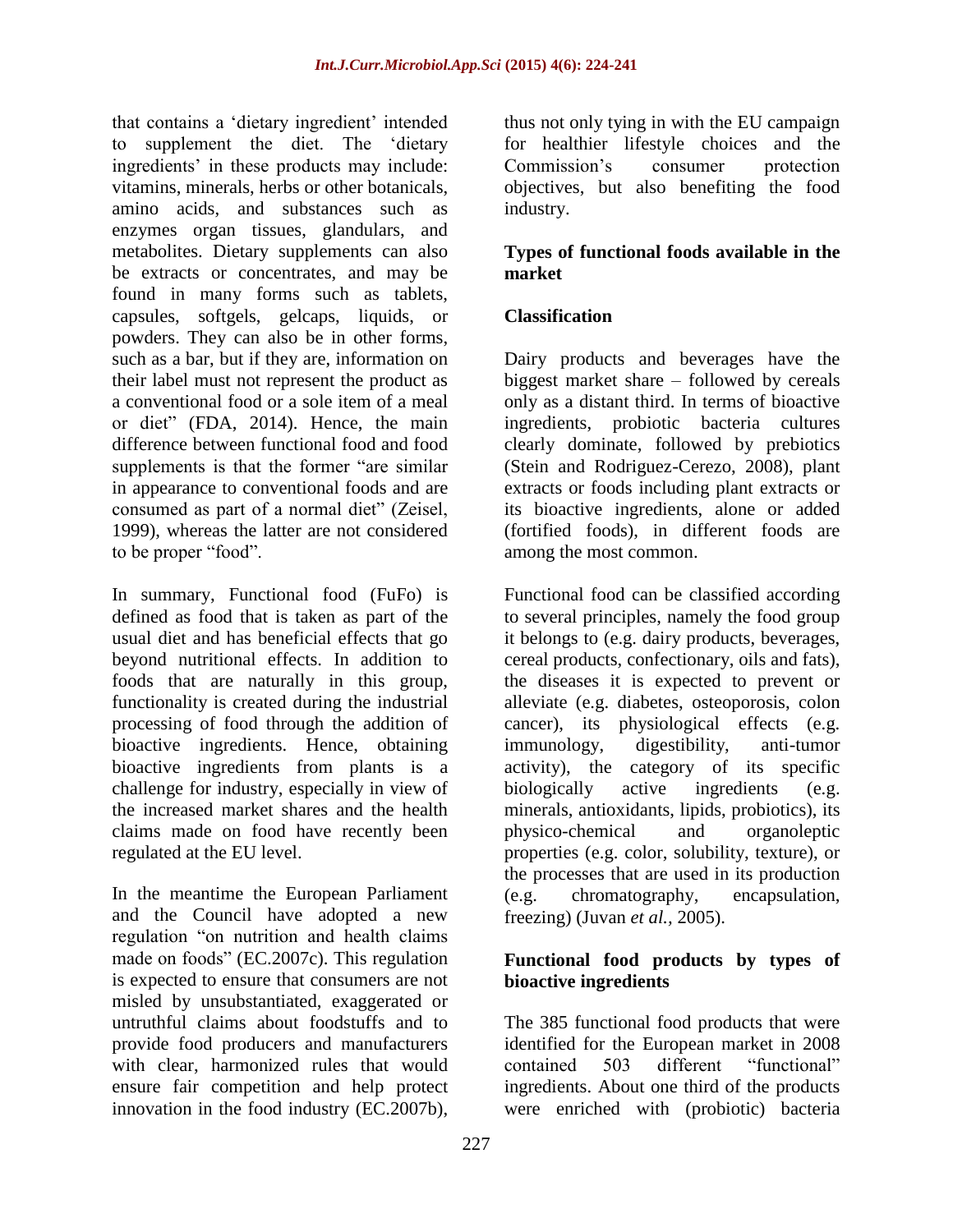that contains a 'dietary ingredient' intended to supplement the diet. The 'dietary ingredients' in these products may include: vitamins, minerals, herbs or other botanicals, amino acids, and substances such as enzymes organ tissues, glandulars, and metabolites. Dietary supplements can also be extracts or concentrates, and may be found in many forms such as tablets, capsules, softgels, gelcaps, liquids, or powders. They can also be in other forms, such as a bar, but if they are, information on their label must not represent the product as a conventional food or a sole item of a meal or diet" (FDA, 2014). Hence, the main difference between functional food and food supplements is that the former "are similar in appearance to conventional foods and are consumed as part of a normal diet" (Zeisel, 1999), whereas the latter are not considered to be proper "food".

In summary, Functional food (FuFo) is defined as food that is taken as part of the usual diet and has beneficial effects that go beyond nutritional effects. In addition to foods that are naturally in this group, functionality is created during the industrial processing of food through the addition of bioactive ingredients. Hence, obtaining bioactive ingredients from plants is a challenge for industry, especially in view of the increased market shares and the health claims made on food have recently been regulated at the EU level.

In the meantime the European Parliament and the Council have adopted a new regulation "on nutrition and health claims made on foods" (EC.2007c). This regulation is expected to ensure that consumers are not misled by unsubstantiated, exaggerated or untruthful claims about foodstuffs and to provide food producers and manufacturers with clear, harmonized rules that would ensure fair competition and help protect innovation in the food industry (EC.2007b), thus not only tying in with the EU campaign for healthier lifestyle choices and the Commission's consumer protection objectives, but also benefiting the food industry.

## Types of functional foods available in the market

### Classification

Dairy products and beverages have the biggest market share – followed by cereals only as a distant third. In terms of bioactive ingredients, probiotic bacteria cultures clearly dominate, followed by prebiotics (Stein and Rodriguez-Cerezo, 2008), plant extracts or foods including plant extracts or its bioactive ingredients, alone or added (fortified foods), in different foods are among the most common.

Functional food can be classified according to several principles, namely the food group it belongs to (e.g. dairy products, beverages, cereal products, confectionary, oils and fats), the diseases it is expected to prevent or alleviate (e.g. diabetes, osteoporosis, colon cancer), its physiological effects (e.g. immunology, digestibility, anti-tumor activity), the category of its specific biologically active ingredients (e.g. minerals, antioxidants, lipids, probiotics), its physico-chemical and organoleptic properties (e.g. color, solubility, texture), or the processes that are used in its production (e.g. chromatography, encapsulation, freezing) (Juvan *et al.,* 2005).

### Functional food products by types of bioactive ingredients

The 385 functional food products that were identified for the European market in 2008 contained 503 different "functional" ingredients. About one third of the products were enriched with (probiotic) bacteria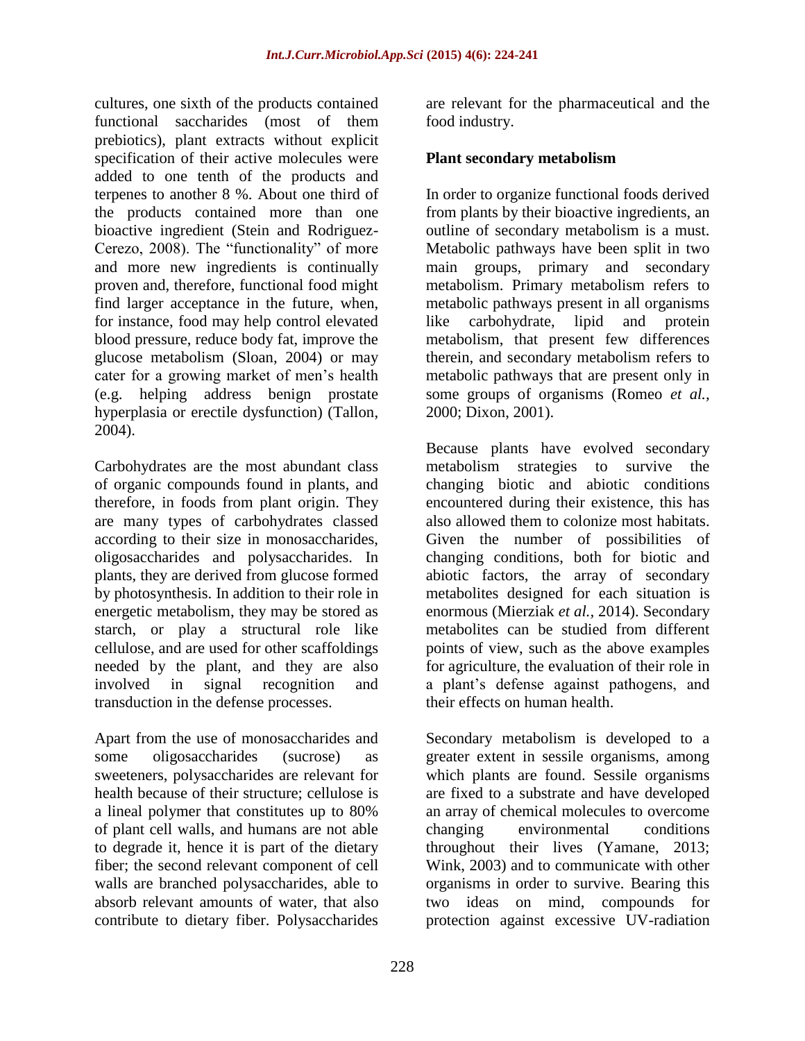cultures, one sixth of the products contained functional saccharides (most of them prebiotics), plant extracts without explicit specification of their active molecules were added to one tenth of the products and terpenes to another 8 %. About one third of the products contained more than one bioactive ingredient (Stein and Rodriguez-Cerezo, 2008). The "functionality" of more and more new ingredients is continually proven and, therefore, functional food might find larger acceptance in the future, when, for instance, food may help control elevated blood pressure, reduce body fat, improve the glucose metabolism (Sloan, 2004) or may cater for a growing market of men's health (e.g. helping address benign prostate hyperplasia or erectile dysfunction) (Tallon, 2004).

Carbohydrates are the most abundant class of organic compounds found in plants, and therefore, in foods from plant origin. They are many types of carbohydrates classed according to their size in monosaccharides, oligosaccharides and polysaccharides. In plants, they are derived from glucose formed by photosynthesis. In addition to their role in energetic metabolism, they may be stored as starch, or play a structural role like cellulose, and are used for other scaffoldings needed by the plant, and they are also involved in signal recognition and transduction in the defense processes.

Apart from the use of monosaccharides and some oligosaccharides (sucrose) as sweeteners, polysaccharides are relevant for health because of their structure; cellulose is a lineal polymer that constitutes up to 80% of plant cell walls, and humans are not able to degrade it, hence it is part of the dietary fiber; the second relevant component of cell walls are branched polysaccharides, able to absorb relevant amounts of water, that also contribute to dietary fiber. Polysaccharides are relevant for the pharmaceutical and the food industry.

## Plant secondary metabolism

In order to organize functional foods derived from plants by their bioactive ingredients, an outline of secondary metabolism is a must. Metabolic pathways have been split in two main groups, primary and secondary metabolism. Primary metabolism refers to metabolic pathways present in all organisms like carbohydrate, lipid and protein metabolism, that present few differences therein, and secondary metabolism refers to metabolic pathways that are present only in some groups of organisms (Romeo *et al.*, 2000; Dixon, 2001).

Because plants have evolved secondary metabolism strategies to survive the changing biotic and abiotic conditions encountered during their existence, this has also allowed them to colonize most habitats. Given the number of possibilities of changing conditions, both for biotic and abiotic factors, the array of secondary metabolites designed for each situation is enormous (Mierziak *et al.*, 2014). Secondary metabolites can be studied from different points of view, such as the above examples for agriculture, the evaluation of their role in a plant's defense against pathogens, and their effects on human health.

Secondary metabolism is developed to a greater extent in sessile organisms, among which plants are found. Sessile organisms are fixed to a substrate and have developed an array of chemical molecules to overcome changing environmental conditions throughout their lives (Yamane, 2013; Wink, 2003) and to communicate with other organisms in order to survive. Bearing this two ideas on mind, compounds for protection against excessive UV-radiation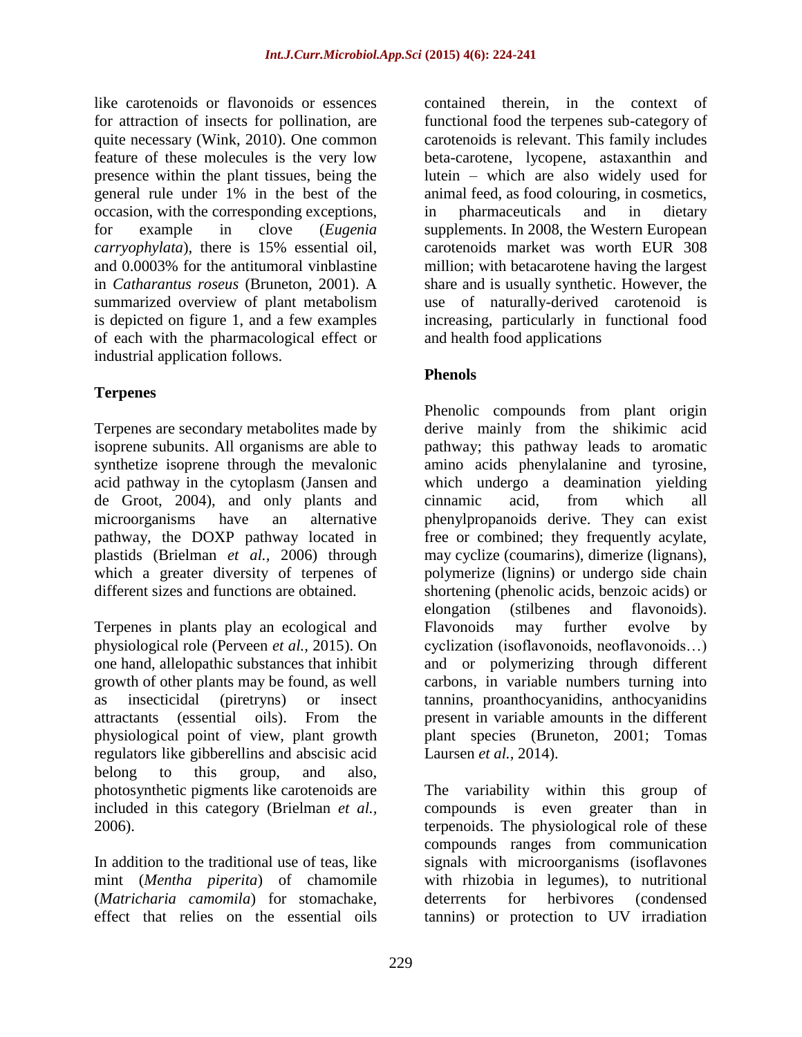like carotenoids or flavonoids or essences for attraction of insects for pollination, are quite necessary (Wink, 2010). One common feature of these molecules is the very low presence within the plant tissues, being the general rule under 1% in the best of the occasion, with the corresponding exceptions, for example in clove (*Eugenia carryophylata*), there is 15% essential oil, and 0.0003% for the antitumoral vinblastine in *Catharantus roseus* (Bruneton, 2001). A summarized overview of plant metabolism is depicted on figure 1, and a few examples of each with the pharmacological effect or industrial application follows.

## Terpenes

Terpenes are secondary metabolites made by isoprene subunits. All organisms are able to synthetize isoprene through the mevalonic acid pathway in the cytoplasm (Jansen and de Groot, 2004), and only plants and microorganisms have an alternative pathway, the DOXP pathway located in plastids (Brielman *et al.,* 2006) through which a greater diversity of terpenes of different sizes and functions are obtained.

Terpenes in plants play an ecological and physiological role (Perveen *et al.,* 2015). On one hand, allelopathic substances that inhibit growth of other plants may be found, as well as insecticidal (piretryns) or insect attractants (essential oils). From the physiological point of view, plant growth regulators like gibberellins and abscisic acid belong to this group, and also, photosynthetic pigments like carotenoids are included in this category (Brielman *et al.,* 2006).

In addition to the traditional use of teas, like mint (*Mentha piperita*) of chamomile (*Matricharia camomila*) for stomachake, effect that relies on the essential oils contained therein, in the context of functional food the terpenes sub-category of carotenoids is relevant. This family includes beta-carotene, lycopene, astaxanthin and lutein – which are also widely used for animal feed, as food colouring, in cosmetics, in pharmaceuticals and in dietary supplements. In 2008, the Western European carotenoids market was worth EUR 308 million; with betacarotene having the largest share and is usually synthetic. However, the use of naturally-derived carotenoid is increasing, particularly in functional food and health food applications

## Phenols

Phenolic compounds from plant origin derive mainly from the shikimic acid pathway; this pathway leads to aromatic amino acids phenylalanine and tyrosine, which undergo a deamination yielding cinnamic acid, from which all phenylpropanoids derive. They can exist free or combined; they frequently acylate, may cyclize (coumarins), dimerize (lignans), polymerize (lignins) or undergo side chain shortening (phenolic acids, benzoic acids) or elongation (stilbenes and flavonoids). Flavonoids may further evolve by cyclization (isoflavonoids, neoflavonoids…) and or polymerizing through different carbons, in variable numbers turning into tannins, proanthocyanidins, anthocyanidins present in variable amounts in the different plant species (Bruneton, 2001; Tomas Laursen *et al.,* 2014).

The variability within this group of compounds is even greater than in terpenoids. The physiological role of these compounds ranges from communication signals with microorganisms (isoflavones with rhizobia in legumes), to nutritional deterrents for herbivores (condensed tannins) or protection to UV irradiation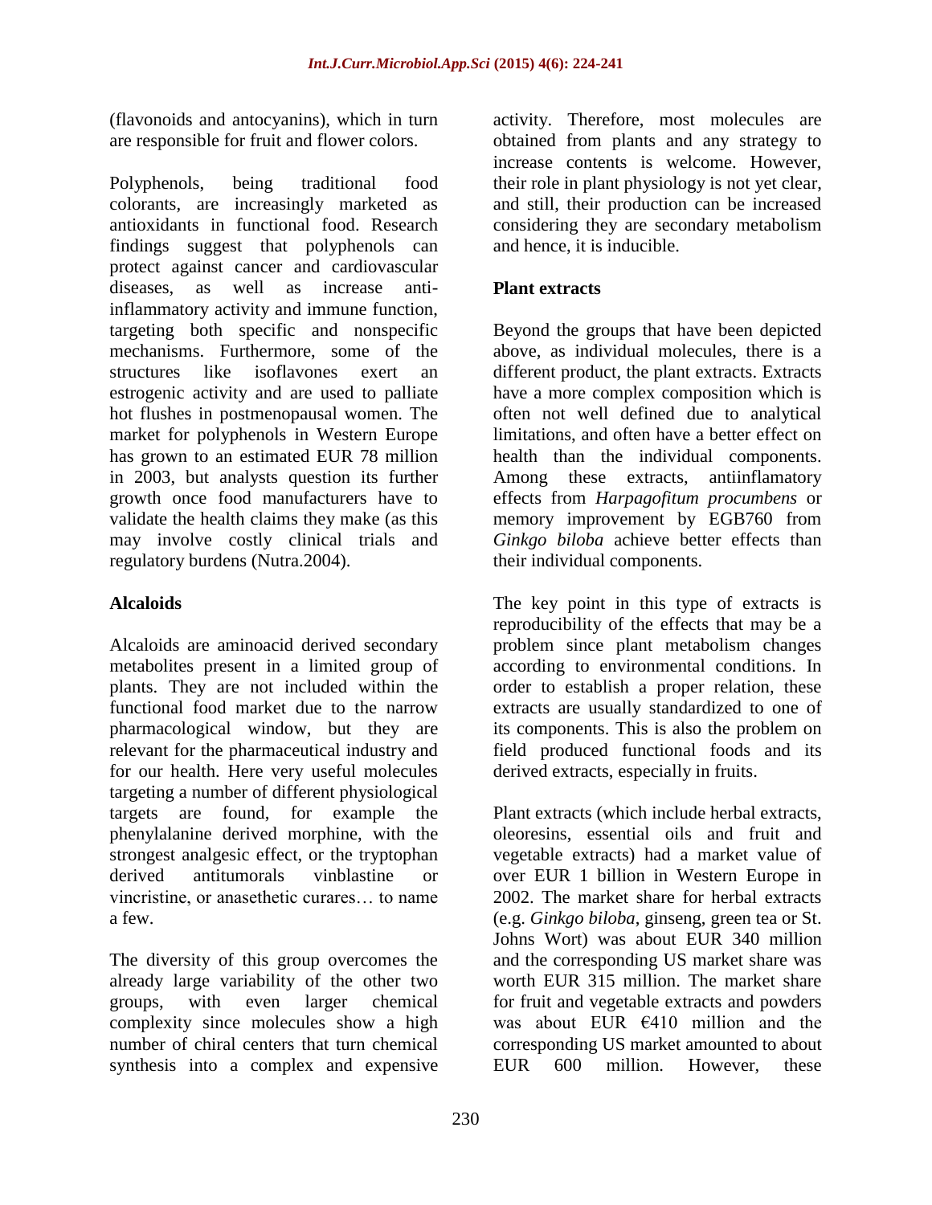(flavonoids and antocyanins), which in turn are responsible for fruit and flower colors.

Polyphenols, being traditional food colorants, are increasingly marketed as antioxidants in functional food. Research findings suggest that polyphenols can protect against cancer and cardiovascular diseases, as well as increase anti-inflammatory activity and immune function, targeting both specific and nonspecific mechanisms. Furthermore, some of the structures like isoflavones exert an estrogenic activity and are used to palliate hot flushes in postmenopausal women. The market for polyphenols in Western Europe has grown to an estimated EUR 78 million in 2003, but analysts question its further growth once food manufacturers have to validate the health claims they make (as this may involve costly clinical trials and regulatory burdens (Nutra.2004).

## Alcaloids

Alcaloids are aminoacid derived secondary metabolites present in a limited group of plants. They are not included within the functional food market due to the narrow pharmacological window, but they are relevant for the pharmaceutical industry and for our health. Here very useful molecules targeting a number of different physiological targets are found, for example the phenylalanine derived morphine, with the strongest analgesic effect, or the tryptophan derived antitumorals vinblastine or vincristine, or anasethetic curares… to name a few.

The diversity of this group overcomes the already large variability of the other two groups, with even larger chemical complexity since molecules show a high number of chiral centers that turn chemical synthesis into a complex and expensive activity. Therefore, most molecules are obtained from plants and any strategy to increase contents is welcome. However, their role in plant physiology is not yet clear, and still, their production can be increased considering they are secondary metabolism and hence, it is inducible.

## Plant extracts

Beyond the groups that have been depicted above, as individual molecules, there is a different product, the plant extracts. Extracts have a more complex composition which is often not well defined due to analytical limitations, and often have a better effect on health than the individual components. Among these extracts, antiinflamatory effects from *Harpagofitum procumbens* or memory improvement by EGB760 from *Ginkgo biloba* achieve better effects than their individual components.

The key point in this type of extracts is reproducibility of the effects that may be a problem since plant metabolism changes according to environmental conditions. In order to establish a proper relation, these extracts are usually standardized to one of its components. This is also the problem on field produced functional foods and its derived extracts, especially in fruits.

Plant extracts (which include herbal extracts, oleoresins, essential oils and fruit and vegetable extracts) had a market value of over EUR 1 billion in Western Europe in 2002. The market share for herbal extracts (e.g. *Ginkgo biloba*, ginseng, green tea or St. Johns Wort) was about EUR 340 million and the corresponding US market share was worth EUR 315 million. The market share for fruit and vegetable extracts and powders was about EUR €410 million and the corresponding US market amounted to about EUR 600 million. However, these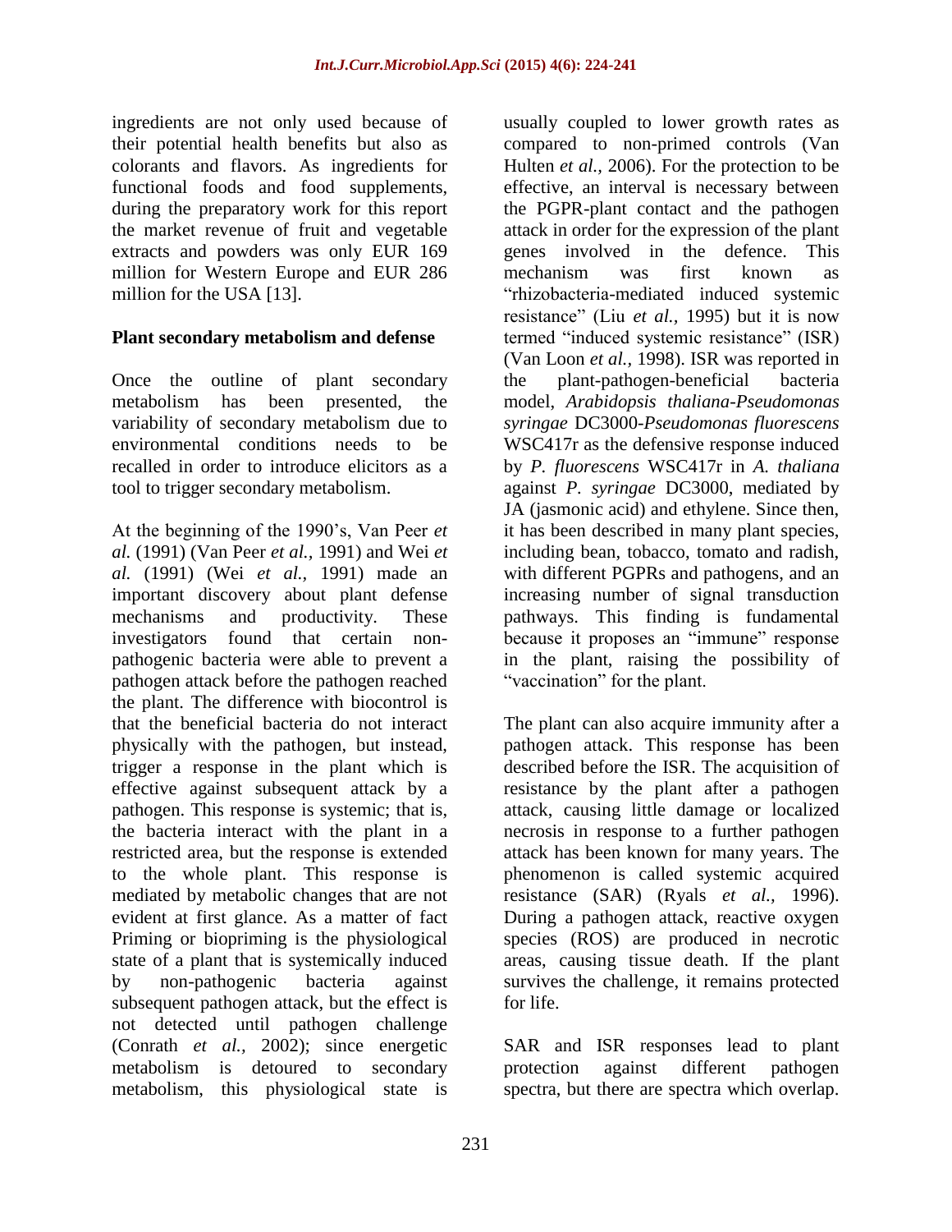ingredients are not only used because of their potential health benefits but also as colorants and flavors. As ingredients for functional foods and food supplements, during the preparatory work for this report the market revenue of fruit and vegetable extracts and powders was only EUR 169 million for Western Europe and EUR 286 million for the USA [13].

## Plant secondary metabolism and defense

Once the outline of plant secondary metabolism has been presented, the variability of secondary metabolism due to environmental conditions needs to be recalled in order to introduce elicitors as a tool to trigger secondary metabolism.

At the beginning of the 1990's, Van Peer *et al.* (1991) (Van Peer *et al.,* 1991) and Wei *et al.* (1991) (Wei *et al.,* 1991) made an important discovery about plant defense mechanisms and productivity. These investigators found that certain non-pathogenic bacteria were able to prevent a pathogen attack before the pathogen reached the plant. The difference with biocontrol is that the beneficial bacteria do not interact physically with the pathogen, but instead, trigger a response in the plant which is effective against subsequent attack by a pathogen. This response is systemic; that is, the bacteria interact with the plant in a restricted area, but the response is extended to the whole plant. This response is mediated by metabolic changes that are not evident at first glance. As a matter of fact Priming or biopriming is the physiological state of a plant that is systemically induced by non-pathogenic bacteria against subsequent pathogen attack, but the effect is not detected until pathogen challenge (Conrath *et al.,* 2002); since energetic metabolism is detoured to secondary metabolism, this physiological state is usually coupled to lower growth rates as compared to non-primed controls (Van Hulten *et al.,* 2006). For the protection to be effective, an interval is necessary between the PGPR-plant contact and the pathogen attack in order for the expression of the plant genes involved in the defence. This mechanism was first known as "rhizobacteria-mediated induced systemic resistance" (Liu *et al.,* 1995) but it is now termed "induced systemic resistance" (ISR) (Van Loon *et al.,* 1998). ISR was reported in the plant-pathogen-beneficial bacteria model, *Arabidopsis thaliana*-*Pseudomonas syringae* DC3000-*Pseudomonas fluorescens* WSC417r as the defensive response induced by *P. fluorescens* WSC417r in *A. thaliana* against *P. syringae* DC3000, mediated by JA (jasmonic acid) and ethylene. Since then, it has been described in many plant species, including bean, tobacco, tomato and radish, with different PGPRs and pathogens, and an increasing number of signal transduction pathways. This finding is fundamental because it proposes an "immune" response in the plant, raising the possibility of "vaccination" for the plant.

The plant can also acquire immunity after a pathogen attack. This response has been described before the ISR. The acquisition of resistance by the plant after a pathogen attack, causing little damage or localized necrosis in response to a further pathogen attack has been known for many years. The phenomenon is called systemic acquired resistance (SAR) (Ryals *et al.,* 1996). During a pathogen attack, reactive oxygen species (ROS) are produced in necrotic areas, causing tissue death. If the plant survives the challenge, it remains protected for life.

SAR and ISR responses lead to plant protection against different pathogen spectra, but there are spectra which overlap.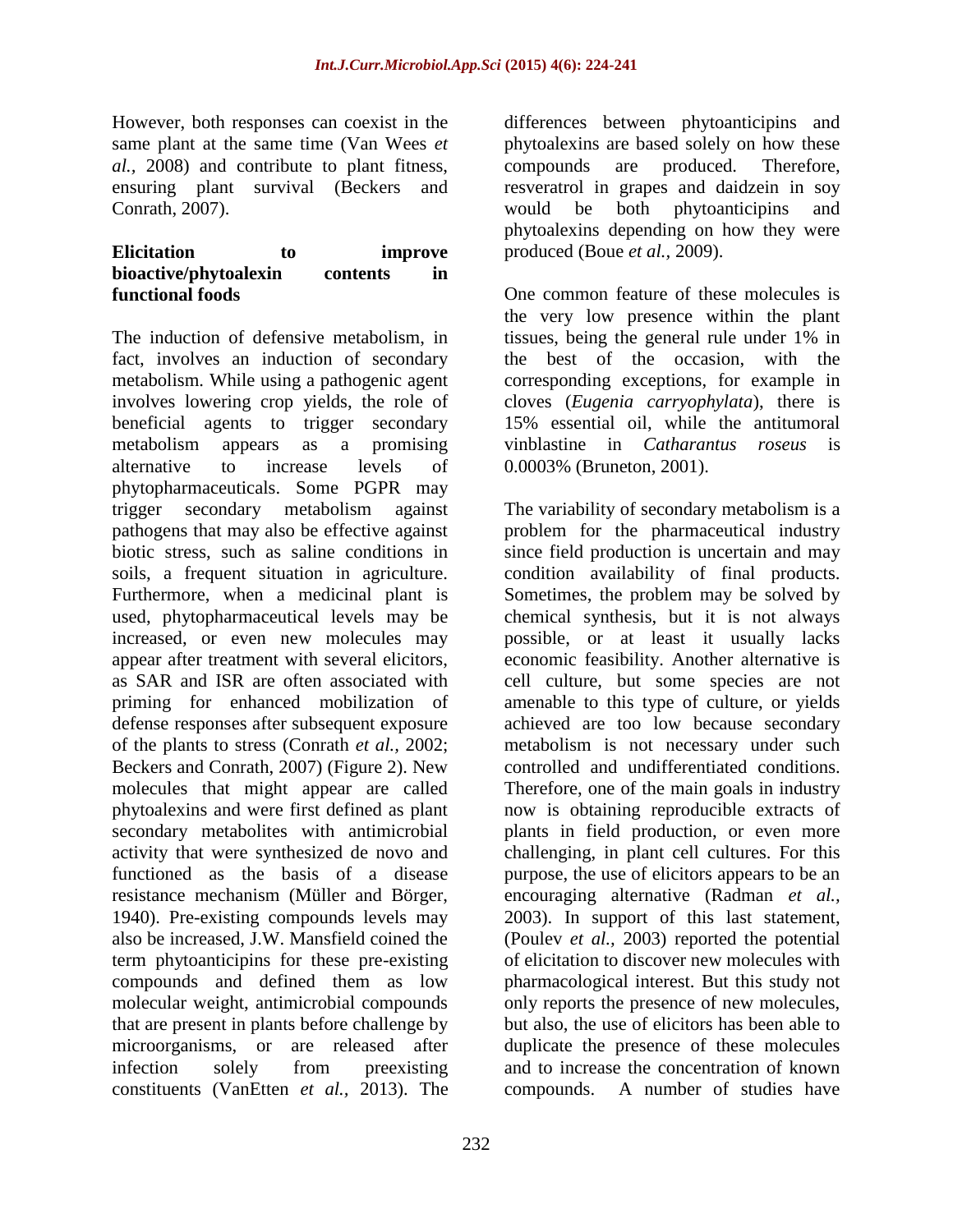However, both responses can coexist in the same plant at the same time (Van Wees *et al.,* 2008) and contribute to plant fitness, ensuring plant survival (Beckers and Conrath, 2007).

## Elicitation to improve bioactive/phytoalexin contents in functional foods

The induction of defensive metabolism, in fact, involves an induction of secondary metabolism. While using a pathogenic agent involves lowering crop yields, the role of beneficial agents to trigger secondary metabolism appears as a promising alternative to increase levels of phytopharmaceuticals. Some PGPR may trigger secondary metabolism against pathogens that may also be effective against biotic stress, such as saline conditions in soils, a frequent situation in agriculture. Furthermore, when a medicinal plant is used, phytopharmaceutical levels may be increased, or even new molecules may appear after treatment with several elicitors, as SAR and ISR are often associated with priming for enhanced mobilization of defense responses after subsequent exposure of the plants to stress (Conrath *et al.,* 2002; Beckers and Conrath, 2007) (Figure 2). New molecules that might appear are called phytoalexins and were first defined as plant secondary metabolites with antimicrobial activity that were synthesized de novo and functioned as the basis of a disease resistance mechanism (Müller and Börger, 1940). Pre-existing compounds levels may also be increased, J.W. Mansfield coined the term phytoanticipins for these pre-existing compounds and defined them as low molecular weight, antimicrobial compounds that are present in plants before challenge by microorganisms, or are released after infection solely from preexisting constituents (VanEtten *et al.,* 2013). The differences between phytoanticipins and phytoalexins are based solely on how these compounds are produced. Therefore, resveratrol in grapes and daidzein in soy would be both phytoanticipins and phytoalexins depending on how they were produced (Boue *et al.,* 2009).

One common feature of these molecules is the very low presence within the plant tissues, being the general rule under 1% in the best of the occasion, with the corresponding exceptions, for example in cloves (*Eugenia carryophylata*), there is 15% essential oil, while the antitumoral vinblastine in *Catharantus roseus* is 0.0003% (Bruneton, 2001).

The variability of secondary metabolism is a problem for the pharmaceutical industry since field production is uncertain and may condition availability of final products. Sometimes, the problem may be solved by chemical synthesis, but it is not always possible, or at least it usually lacks economic feasibility. Another alternative is cell culture, but some species are not amenable to this type of culture, or yields achieved are too low because secondary metabolism is not necessary under such controlled and undifferentiated conditions. Therefore, one of the main goals in industry now is obtaining reproducible extracts of plants in field production, or even more challenging, in plant cell cultures. For this purpose, the use of elicitors appears to be an encouraging alternative (Radman *et al.,* 2003). In support of this last statement, (Poulev *et al.,* 2003) reported the potential of elicitation to discover new molecules with pharmacological interest. But this study not only reports the presence of new molecules, but also, the use of elicitors has been able to duplicate the presence of these molecules and to increase the concentration of known compounds. A number of studies have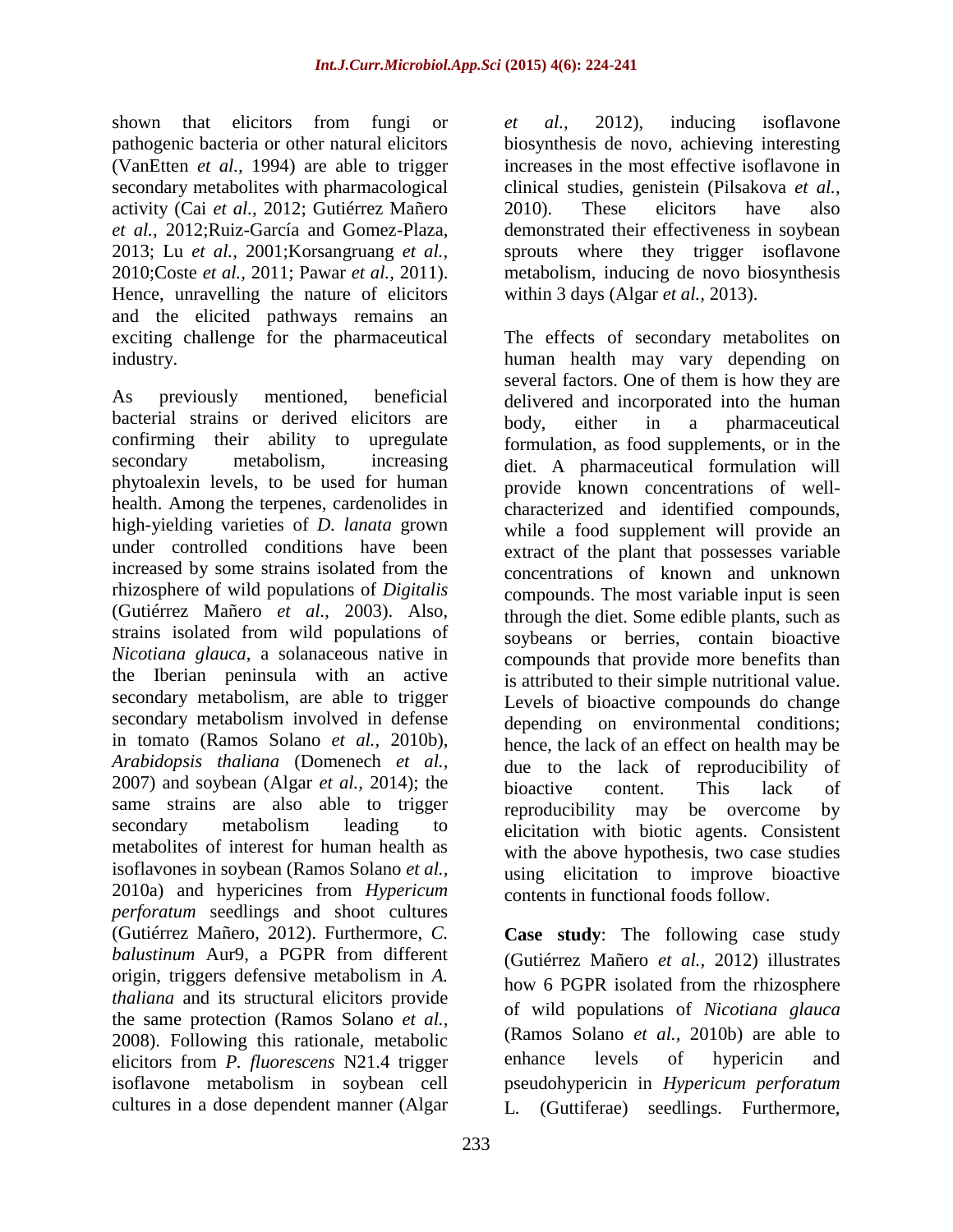shown that elicitors from fungi or pathogenic bacteria or other natural elicitors (VanEtten *et al.,* 1994) are able to trigger secondary metabolites with pharmacological activity (Cai *et al.,* 2012; Gutiérrez Mañero *et al.,* 2012;Ruiz-García and Gomez-Plaza, 2013; Lu *et al.,* 2001;Korsangruang *et al.,* 2010;Coste *et al.,* 2011; Pawar *et al.,* 2011). Hence, unravelling the nature of elicitors and the elicited pathways remains an exciting challenge for the pharmaceutical industry.

As previously mentioned, beneficial bacterial strains or derived elicitors are confirming their ability to upregulate secondary metabolism, increasing phytoalexin levels, to be used for human health. Among the terpenes, cardenolides in high-yielding varieties of *D. lanata* grown under controlled conditions have been increased by some strains isolated from the rhizosphere of wild populations of *Digitalis* (Gutiérrez Mañero *et al.,* 2003). Also, strains isolated from wild populations of *Nicotiana glauca*, a solanaceous native in the Iberian peninsula with an active secondary metabolism, are able to trigger secondary metabolism involved in defense in tomato (Ramos Solano *et al.,* 2010b), *Arabidopsis thaliana* (Domenech *et al.,* 2007) and soybean (Algar *et al.,* 2014); the same strains are also able to trigger secondary metabolism leading to metabolites of interest for human health as isoflavones in soybean (Ramos Solano *et al.,* 2010a) and hypericines from *Hypericum perforatum* seedlings and shoot cultures (Gutiérrez Mañero, 2012). Furthermore, *C. balustinum* Aur9, a PGPR from different origin, triggers defensive metabolism in *A. thaliana* and its structural elicitors provide the same protection (Ramos Solano *et al.,* 2008). Following this rationale, metabolic elicitors from *P. fluorescens* N21.4 trigger isoflavone metabolism in soybean cell cultures in a dose dependent manner (Algar *et al.,* 2012), inducing isoflavone biosynthesis de novo, achieving interesting increases in the most effective isoflavone in clinical studies, genistein (Pilsakova *et al.,* 2010). These elicitors have also demonstrated their effectiveness in soybean sprouts where they trigger isoflavone metabolism, inducing de novo biosynthesis within 3 days (Algar *et al.,* 2013).

The effects of secondary metabolites on human health may vary depending on several factors. One of them is how they are delivered and incorporated into the human body, either in a pharmaceutical formulation, as food supplements, or in the diet. A pharmaceutical formulation will provide known concentrations of well-characterized and identified compounds, while a food supplement will provide an extract of the plant that possesses variable concentrations of known and unknown compounds. The most variable input is seen through the diet. Some edible plants, such as soybeans or berries, contain bioactive compounds that provide more benefits than is attributed to their simple nutritional value. Levels of bioactive compounds do change depending on environmental conditions; hence, the lack of an effect on health may be due to the lack of reproducibility of bioactive content. This lack of reproducibility may be overcome by elicitation with biotic agents. Consistent with the above hypothesis, two case studies using elicitation to improve bioactive contents in functional foods follow.

**Case study**: The following case study (Gutiérrez Mañero *et al.,* 2012) illustrates how 6 PGPR isolated from the rhizosphere of wild populations of *Nicotiana glauca* (Ramos Solano *et al.,* 2010b) are able to enhance levels of hypericin and pseudohypericin in *Hypericum perforatum* L. (Guttiferae) seedlings. Furthermore,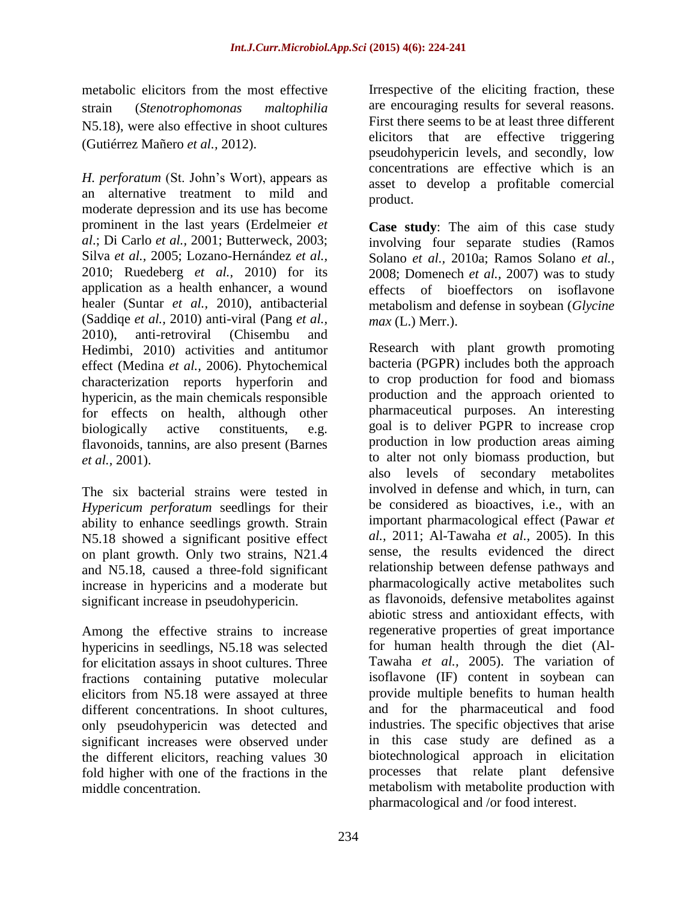metabolic elicitors from the most effective strain (*Stenotrophomonas maltophilia* N5.18), were also effective in shoot cultures (Gutiérrez Mañero *et al.,* 2012).

*H. perforatum* (St. John's Wort), appears as an alternative treatment to mild and moderate depression and its use has become prominent in the last years (Erdelmeier *et al*.; Di Carlo *et al.,* 2001; Butterweck, 2003; Silva *et al.,* 2005; Lozano-Hernández *et al.,* 2010; Ruedeberg *et al.,* 2010) for its application as a health enhancer, a wound healer (Suntar *et al.,* 2010), antibacterial (Saddiqe *et al.,* 2010) anti-viral (Pang *et al.,* 2010), anti-retroviral (Chisembu and Hedimbi, 2010) activities and antitumor effect (Medina *et al.,* 2006). Phytochemical characterization reports hyperforin and hypericin, as the main chemicals responsible for effects on health, although other biologically active constituents, e.g. flavonoids, tannins, are also present (Barnes *et al.,* 2001).

The six bacterial strains were tested in *Hypericum perforatum* seedlings for their ability to enhance seedlings growth. Strain N5.18 showed a significant positive effect on plant growth. Only two strains, N21.4 and N5.18, caused a three-fold significant increase in hypericins and a moderate but significant increase in pseudohypericin.

Among the effective strains to increase hypericins in seedlings, N5.18 was selected for elicitation assays in shoot cultures. Three fractions containing putative molecular elicitors from N5.18 were assayed at three different concentrations. In shoot cultures, only pseudohypericin was detected and significant increases were observed under the different elicitors, reaching values 30 fold higher with one of the fractions in the middle concentration.

Irrespective of the eliciting fraction, these are encouraging results for several reasons. First there seems to be at least three different elicitors that are effective triggering pseudohypericin levels, and secondly, low concentrations are effective which is an asset to develop a profitable comercial product.

**Case study**: The aim of this case study involving four separate studies (Ramos Solano *et al.,* 2010a; Ramos Solano *et al.,* 2008; Domenech *et al.,* 2007) was to study effects of bioeffectors on isoflavone metabolism and defense in soybean (*Glycine max* (L.) Merr.).

Research with plant growth promoting bacteria (PGPR) includes both the approach to crop production for food and biomass production and the approach oriented to pharmaceutical purposes. An interesting goal is to deliver PGPR to increase crop production in low production areas aiming to alter not only biomass production, but also levels of secondary metabolites involved in defense and which, in turn, can be considered as bioactives, i.e., with an important pharmacological effect (Pawar *et al.,* 2011; Al-Tawaha *et al.,* 2005). In this sense, the results evidenced the direct relationship between defense pathways and pharmacologically active metabolites such as flavonoids, defensive metabolites against abiotic stress and antioxidant effects, with regenerative properties of great importance for human health through the diet (Al-Tawaha *et al.,* 2005). The variation of isoflavone (IF) content in soybean can provide multiple benefits to human health and for the pharmaceutical and food industries. The specific objectives that arise in this case study are defined as a biotechnological approach in elicitation processes that relate plant defensive metabolism with metabolite production with pharmacological and /or food interest.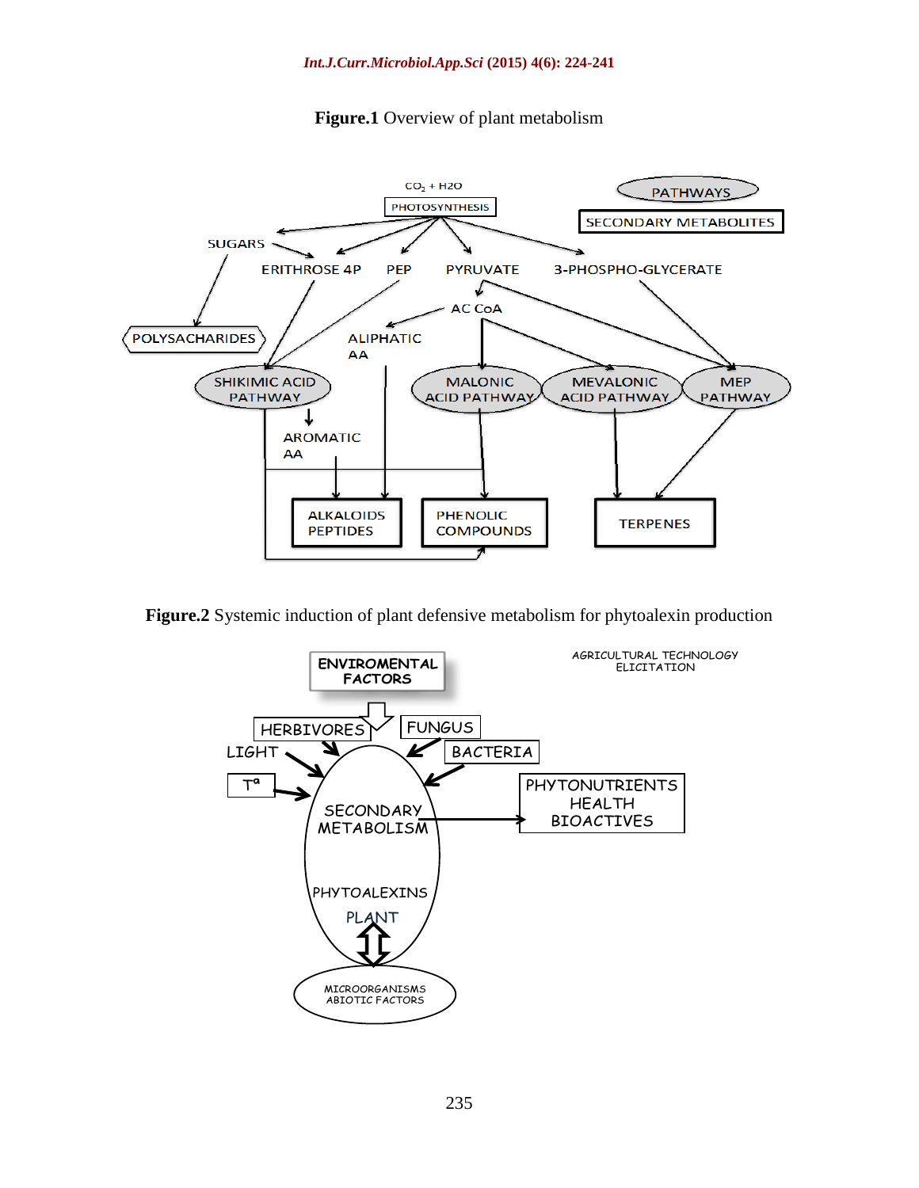**Figure.1** Overview of plant metabolism

**Figure.2** Systemic induction of plant defensive metabolism for phytoalexin production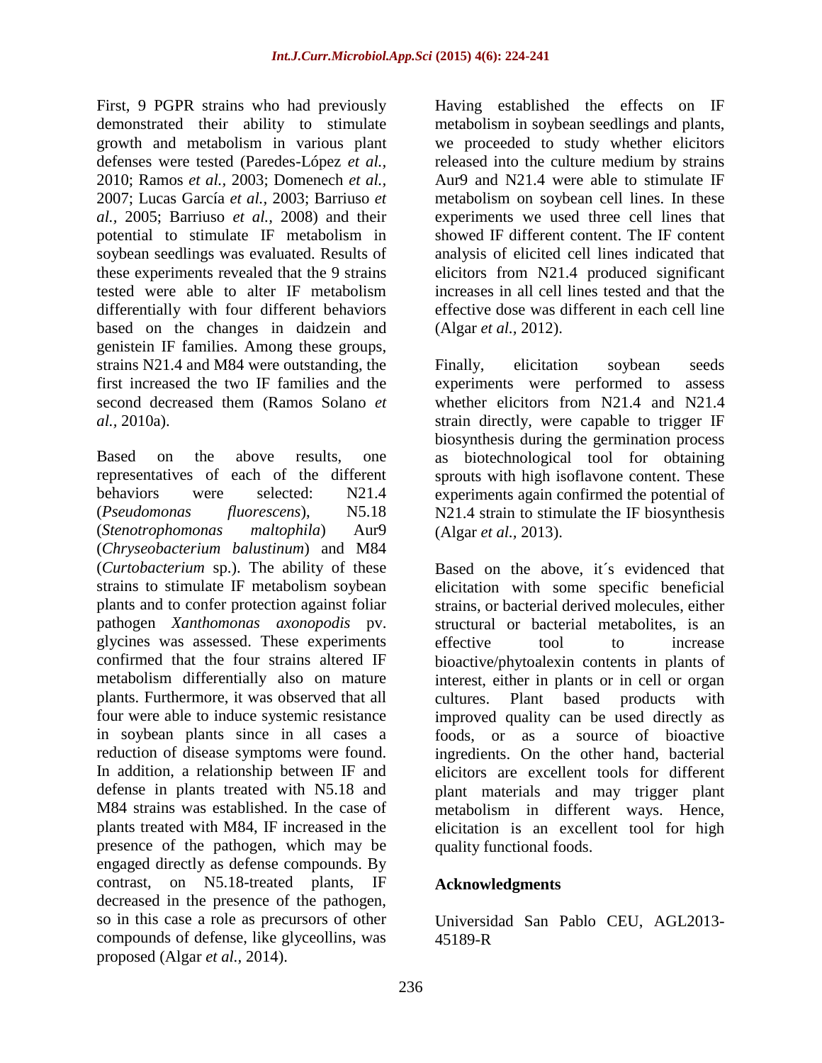First, 9 PGPR strains who had previously demonstrated their ability to stimulate growth and metabolism in various plant defenses were tested (Paredes-López *et al.,* 2010; Ramos *et al.,* 2003; Domenech *et al.,* 2007; Lucas García *et al.,* 2003; Barriuso *et al.,* 2005; Barriuso *et al.,* 2008) and their potential to stimulate IF metabolism in soybean seedlings was evaluated. Results of these experiments revealed that the 9 strains tested were able to alter IF metabolism differentially with four different behaviors based on the changes in daidzein and genistein IF families. Among these groups, strains N21.4 and M84 were outstanding, the first increased the two IF families and the second decreased them (Ramos Solano *et al.,* 2010a).

Based on the above results, one representatives of each of the different behaviors were selected: N21.4 (*Pseudomonas fluorescens*), N5.18 (*Stenotrophomonas maltophila*) Aur9 (*Chryseobacterium balustinum*) and M84 (*Curtobacterium* sp.). The ability of these strains to stimulate IF metabolism soybean plants and to confer protection against foliar pathogen *Xanthomonas axonopodis* pv. glycines was assessed. These experiments confirmed that the four strains altered IF metabolism differentially also on mature plants. Furthermore, it was observed that all four were able to induce systemic resistance in soybean plants since in all cases a reduction of disease symptoms were found. In addition, a relationship between IF and defense in plants treated with N5.18 and M84 strains was established. In the case of plants treated with M84, IF increased in the presence of the pathogen, which may be engaged directly as defense compounds. By contrast, on N5.18-treated plants, IF decreased in the presence of the pathogen, so in this case a role as precursors of other compounds of defense, like glyceollins, was proposed (Algar *et al.,* 2014).

Having established the effects on IF metabolism in soybean seedlings and plants, we proceeded to study whether elicitors released into the culture medium by strains Aur9 and N21.4 were able to stimulate IF metabolism on soybean cell lines. In these experiments we used three cell lines that showed IF different content. The IF content analysis of elicited cell lines indicated that elicitors from N21.4 produced significant increases in all cell lines tested and that the effective dose was different in each cell line (Algar *et al.,* 2012).

Finally, elicitation soybean seeds experiments were performed to assess whether elicitors from N21.4 and N21.4 strain directly, were capable to trigger IF biosynthesis during the germination process as biotechnological tool for obtaining sprouts with high isoflavone content. These experiments again confirmed the potential of N21.4 strain to stimulate the IF biosynthesis (Algar *et al.,* 2013).

Based on the above, it´s evidenced that elicitation with some specific beneficial strains, or bacterial derived molecules, either structural or bacterial metabolites, is an effective tool to increase bioactive/phytoalexin contents in plants of interest, either in plants or in cell or organ cultures. Plant based products with improved quality can be used directly as foods, or as a source of bioactive ingredients. On the other hand, bacterial elicitors are excellent tools for different plant materials and may trigger plant metabolism in different ways. Hence, elicitation is an excellent tool for high quality functional foods.

## Acknowledgments

Universidad San Pablo CEU, AGL2013-45189-R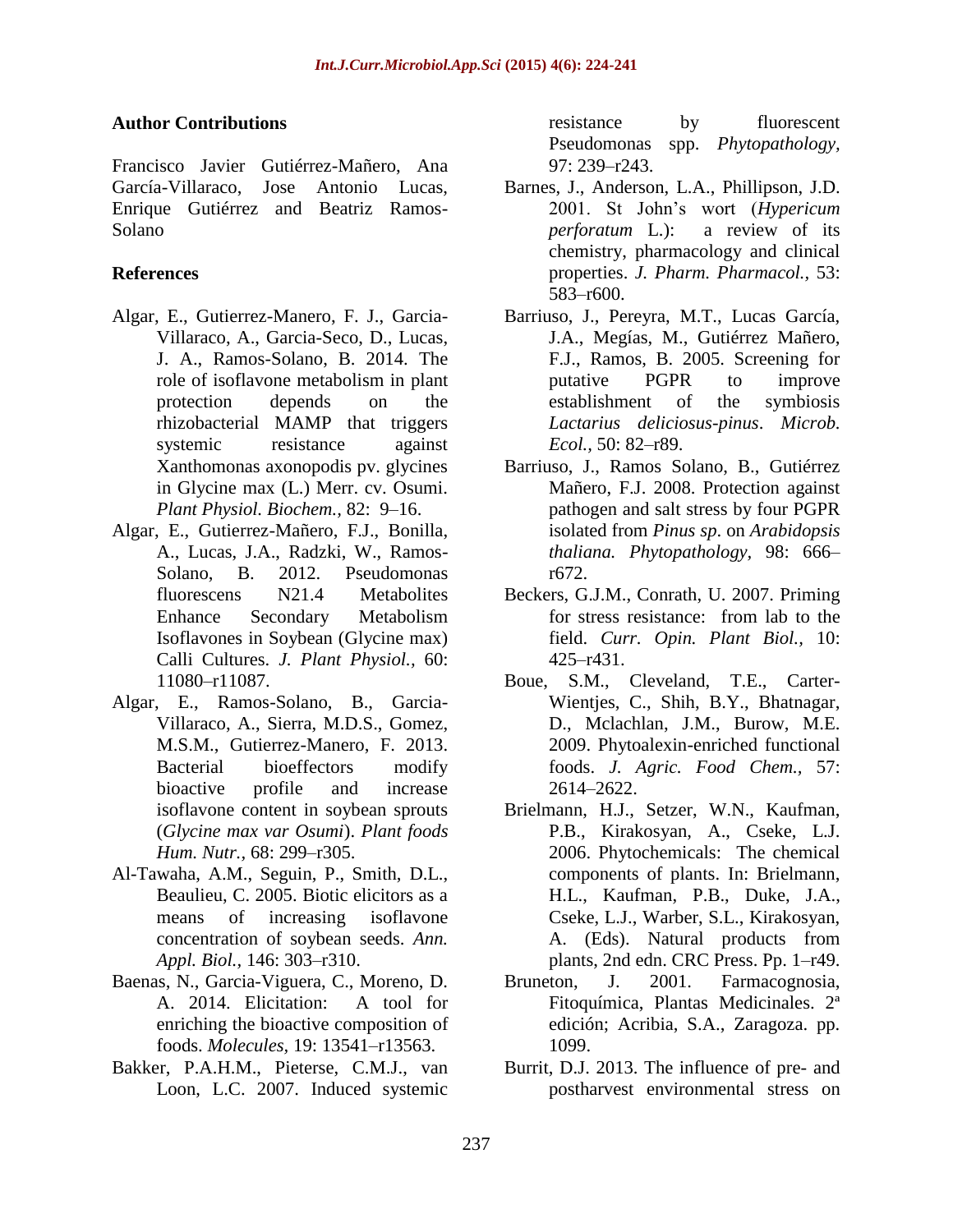## Author Contributions

Francisco Javier Gutiérrez-Mañero, Ana García-Villaraco, Jose Antonio Lucas, Enrique Gutiérrez and Beatriz Ramos-Solano

## References

- Algar, E., Gutierrez-Manero, F. J., Garcia-Villaraco, A., Garcia-Seco, D., Lucas, J. A., Ramos-Solano, B. 2014. The role of isoflavone metabolism in plant protection depends on the rhizobacterial MAMP that triggers systemic resistance against Xanthomonas axonopodis pv. glycines in Glycine max (L.) Merr. cv. Osumi. *Plant Physiol. Biochem.,* 82: 9–16.
- Algar, E., Gutierrez-Mañero, F.J., Bonilla, A., Lucas, J.A., Radzki, W., Ramos-Solano, B. 2012. Pseudomonas fluorescens N21.4 Metabolites Enhance Secondary Metabolism Isoflavones in Soybean (Glycine max) Calli Cultures. *J. Plant Physiol.,* 60: 11080–r11087.
- Algar, E., Ramos-Solano, B., Garcia-Villaraco, A., Sierra, M.D.S., Gomez, M.S.M., Gutierrez-Manero, F. 2013. Bacterial bioeffectors modify bioactive profile and increase isoflavone content in soybean sprouts (*Glycine max var Osumi*). *Plant foods Hum. Nutr.,* 68: 299–r305.
- Al-Tawaha, A.M., Seguin, P., Smith, D.L., Beaulieu, C. 2005. Biotic elicitors as a means of increasing isoflavone concentration of soybean seeds. *Ann. Appl. Biol.,* 146: 303–r310.
- Baenas, N., Garcia-Viguera, C., Moreno, D. A. 2014. Elicitation: A tool for enriching the bioactive composition of foods. *Molecules,* 19: 13541–r13563.
- Bakker, P.A.H.M., Pieterse, C.M.J., van Loon, L.C. 2007. Induced systemic resistance by fluorescent Pseudomonas spp. *Phytopathology,* 97: 239–r243.
- Barnes, J., Anderson, L.A., Phillipson, J.D. 2001. St John's wort (*Hypericum perforatum* L.): a review of its chemistry, pharmacology and clinical properties. *J. Pharm. Pharmacol.,* 53: 583–r600.
- Barriuso, J., Pereyra, M.T., Lucas García, J.A., Megías, M., Gutiérrez Mañero, F.J., Ramos, B. 2005. Screening for putative PGPR to improve establishment of the symbiosis *Lactarius deliciosus-pinus*. *Microb. Ecol.,* 50: 82–r89.
- Barriuso, J., Ramos Solano, B., Gutiérrez Mañero, F.J. 2008. Protection against pathogen and salt stress by four PGPR isolated from *Pinus sp*. on *Arabidopsis thaliana. Phytopathology,* 98: 666–r672.
- Beckers, G.J.M., Conrath, U. 2007. Priming for stress resistance: from lab to the field. *Curr. Opin. Plant Biol.,* 10: 425–r431.
- Boue, S.M., Cleveland, T.E., Carter-Wientjes, C., Shih, B.Y., Bhatnagar, D., Mclachlan, J.M., Burow, M.E. 2009. Phytoalexin-enriched functional foods. *J. Agric. Food Chem.,* 57: 2614–2622.
- Brielmann, H.J., Setzer, W.N., Kaufman, P.B., Kirakosyan, A., Cseke, L.J. 2006. Phytochemicals: The chemical components of plants. In: Brielmann, H.L., Kaufman, P.B., Duke, J.A., Cseke, L.J., Warber, S.L., Kirakosyan, A. (Eds). Natural products from plants, 2nd edn. CRC Press. Pp. 1–r49.
- Bruneton, J. 2001. Farmacognosia, Fitoquímica, Plantas Medicinales. 2ª edición; Acribia, S.A., Zaragoza. pp. 1099.
- Burrit, D.J. 2013. The influence of pre- and postharvest environmental stress on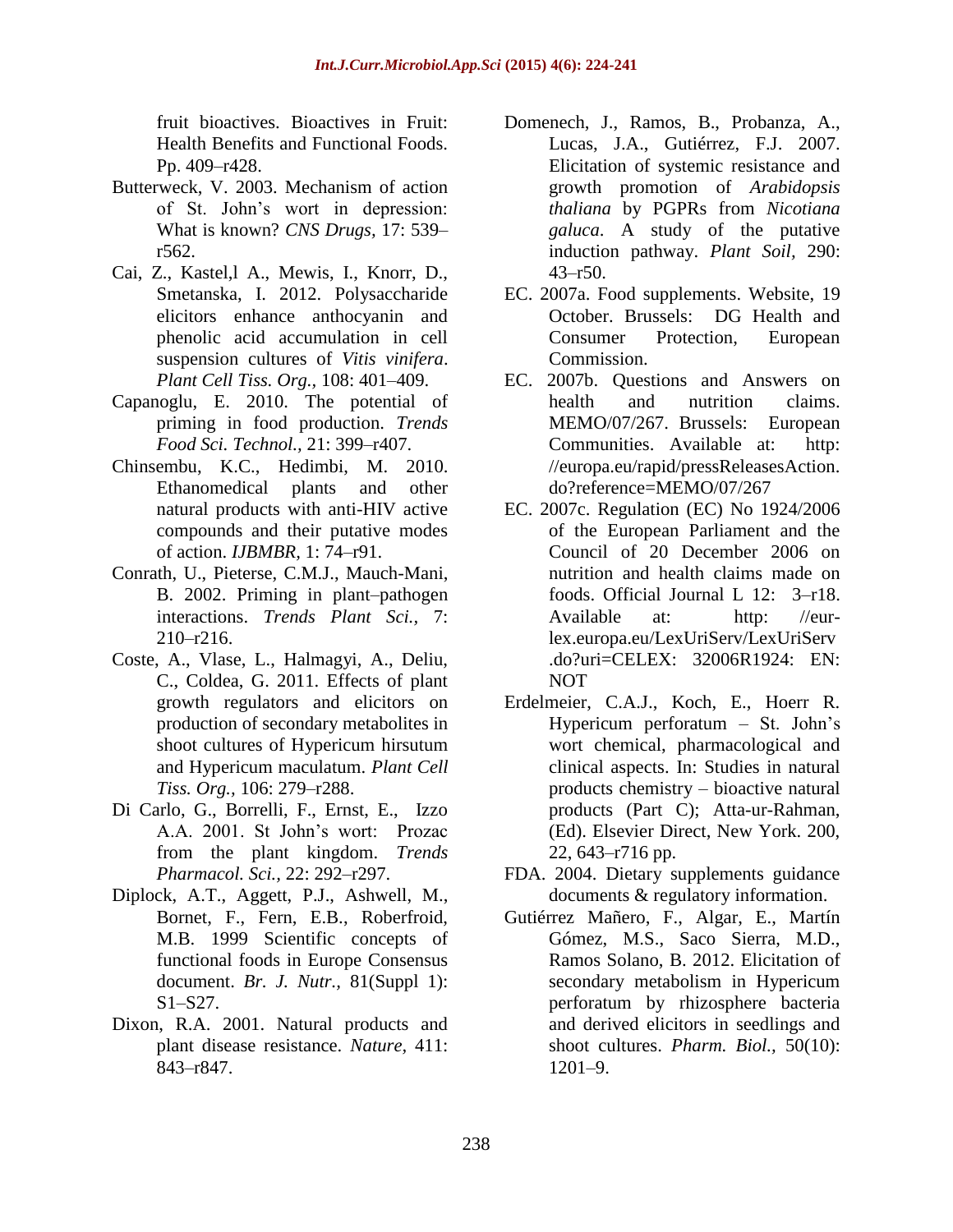fruit bioactives. Bioactives in Fruit: Health Benefits and Functional Foods. Pp. 409–r428.

Butterweck, V. 2003. Mechanism of action of St. John's wort in depression: What is known? *CNS Drugs*, 17: 539–r562.

Cai, Z., Kastel,l A., Mewis, I., Knorr, D., Smetanska, I. 2012. Polysaccharide elicitors enhance anthocyanin and phenolic acid accumulation in cell suspension cultures of *Vitis vinifera*. *Plant Cell Tiss. Org.,* 108: 401–409.

Capanoglu, E. 2010. The potential of priming in food production. *Trends Food Sci. Technol.,* 21: 399–r407.

Chinsembu, K.C., Hedimbi, M. 2010. Ethanomedical plants and other natural products with anti-HIV active compounds and their putative modes of action. *IJBMBR,* 1: 74–r91.

Conrath, U., Pieterse, C.M.J., Mauch-Mani, B. 2002. Priming in plant–pathogen interactions. *Trends Plant Sci.,* 7: 210–r216.

Coste, A., Vlase, L., Halmagyi, A., Deliu, C., Coldea, G. 2011. Effects of plant growth regulators and elicitors on production of secondary metabolites in shoot cultures of Hypericum hirsutum and Hypericum maculatum. *Plant Cell Tiss. Org.,* 106: 279–r288.

Di Carlo, G., Borrelli, F., Ernst, E., Izzo A.A. 2001. St John's wort: Prozac from the plant kingdom. *Trends Pharmacol. Sci.,* 22: 292–r297.

Diplock, A.T., Aggett, P.J., Ashwell, M., Bornet, F., Fern, E.B., Roberfroid, M.B. 1999 Scientific concepts of functional foods in Europe Consensus document. *Br. J. Nutr.,* 81(Suppl 1): S1–S27.

Dixon, R.A. 2001. Natural products and plant disease resistance. *Nature,* 411: 843–r847.

Domenech, J., Ramos, B., Probanza, A., Lucas, J.A., Gutiérrez, F.J. 2007. Elicitation of systemic resistance and growth promotion of *Arabidopsis thaliana* by PGPRs from *Nicotiana galuca*. A study of the putative induction pathway. *Plant Soil,* 290: 43–r50.

EC. 2007a. Food supplements. Website, 19 October. Brussels: DG Health and Consumer Protection, European Commission.

EC. 2007b. Questions and Answers on health and nutrition claims. MEMO/07/267. Brussels: European Communities. Available at: http: //europa.eu/rapid/pressReleasesAction.do?reference=MEMO/07/267

EC. 2007c. Regulation (EC) No 1924/2006 of the European Parliament and the Council of 20 December 2006 on nutrition and health claims made on foods. Official Journal L 12: 3–r18. Available at: http: //eur-lex.europa.eu/LexUriServ/LexUriServ.do?uri=CELEX: 32006R1924: EN: NOT

Erdelmeier, C.A.J., Koch, E., Hoerr R. Hypericum perforatum – St. John's wort chemical, pharmacological and clinical aspects. In: Studies in natural products chemistry – bioactive natural products (Part C); Atta-ur-Rahman, (Ed). Elsevier Direct, New York. 200, 22, 643–r716 pp.

FDA. 2004. Dietary supplements guidance documents & regulatory information.

Gutiérrez Mañero, F., Algar, E., Martín Gómez, M.S., Saco Sierra, M.D., Ramos Solano, B. 2012. Elicitation of secondary metabolism in Hypericum perforatum by rhizosphere bacteria and derived elicitors in seedlings and shoot cultures. *Pharm. Biol.,* 50(10): 1201–9.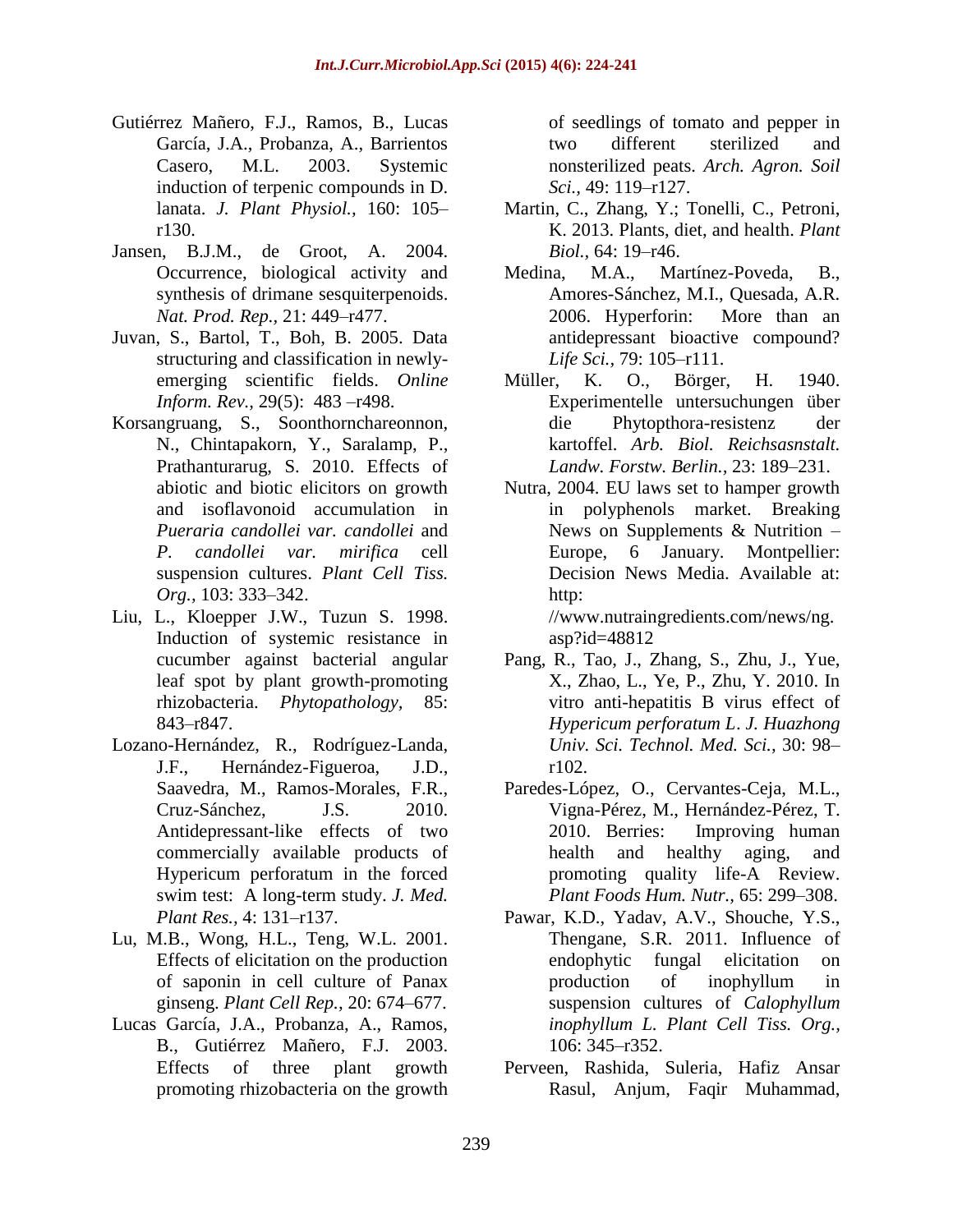Gutiérrez Mañero, F.J., Ramos, B., Lucas García, J.A., Probanza, A., Barrientos Casero, M.L. 2003. Systemic induction of terpenic compounds in D. lanata. *J. Plant Physiol.,* 160: 105–r130.

Jansen, B.J.M., de Groot, A. 2004. Occurrence, biological activity and synthesis of drimane sesquiterpenoids. *Nat. Prod. Rep.,* 21: 449–r477.

Juvan, S., Bartol, T., Boh, B. 2005. Data structuring and classification in newly-emerging scientific fields. *Online Inform. Rev.,* 29(5): 483 –r498.

Korsangruang, S., Soonthornchareonnon, N., Chintapakorn, Y., Saralamp, P., Prathanturarug, S. 2010. Effects of abiotic and biotic elicitors on growth and isoflavonoid accumulation in *Pueraria candollei var. candollei* and *P. candollei var. mirifica* cell suspension cultures. *Plant Cell Tiss. Org.,* 103: 333–342.

Liu, L., Kloepper J.W., Tuzun S. 1998. Induction of systemic resistance in cucumber against bacterial angular leaf spot by plant growth-promoting rhizobacteria. *Phytopathology,* 85: 843–r847.

Lozano-Hernández, R., Rodríguez-Landa, J.F., Hernández-Figueroa, J.D., Saavedra, M., Ramos-Morales, F.R., Cruz-Sánchez, J.S. 2010. Antidepressant-like effects of two commercially available products of Hypericum perforatum in the forced swim test: A long-term study. *J. Med. Plant Res.,* 4: 131–r137.

Lu, M.B., Wong, H.L., Teng, W.L. 2001. Effects of elicitation on the production of saponin in cell culture of Panax ginseng. *Plant Cell Rep.,* 20: 674–677.

Lucas García, J.A., Probanza, A., Ramos, B., Gutiérrez Mañero, F.J. 2003. Effects of three plant growth promoting rhizobacteria on the growth of seedlings of tomato and pepper in two different sterilized and nonsterilized peats. *Arch. Agron. Soil Sci.,* 49: 119–r127.

Martin, C., Zhang, Y.; Tonelli, C., Petroni, K. 2013. Plants, diet, and health. *Plant Biol.,* 64: 19–r46.

Medina, M.A., Martínez-Poveda, B., Amores-Sánchez, M.I., Quesada, A.R. 2006. Hyperforin: More than an antidepressant bioactive compound? *Life Sci.,* 79: 105–r111.

Müller, K. O., Börger, H. 1940. Experimentelle untersuchungen über die Phytopthora-resistenz der kartoffel. *Arb. Biol. Reichsasnstalt. Landw. Forstw. Berlin.,* 23: 189–231.

Nutra, 2004. EU laws set to hamper growth in polyphenols market. Breaking News on Supplements & Nutrition – Europe, 6 January. Montpellier: Decision News Media. Available at: http: //www.nutraingredients.com/news/ng.asp?id=48812

Pang, R., Tao, J., Zhang, S., Zhu, J., Yue, X., Zhao, L., Ye, P., Zhu, Y. 2010. In vitro anti-hepatitis B virus effect of *Hypericum perforatum L*. *J. Huazhong Univ. Sci. Technol. Med. Sci.,* 30: 98–r102.

Paredes-López, O., Cervantes-Ceja, M.L., Vigna-Pérez, M., Hernández-Pérez, T. 2010. Berries: Improving human health and healthy aging, and promoting quality life-A Review. *Plant Foods Hum. Nutr.,* 65: 299–308.

Pawar, K.D., Yadav, A.V., Shouche, Y.S., Thengane, S.R. 2011. Influence of endophytic fungal elicitation on production of inophyllum in suspension cultures of *Calophyllum inophyllum L. Plant Cell Tiss. Org.,* 106: 345–r352.

Perveen, Rashida, Suleria, Hafiz Ansar Rasul, Anjum, Faqir Muhammad,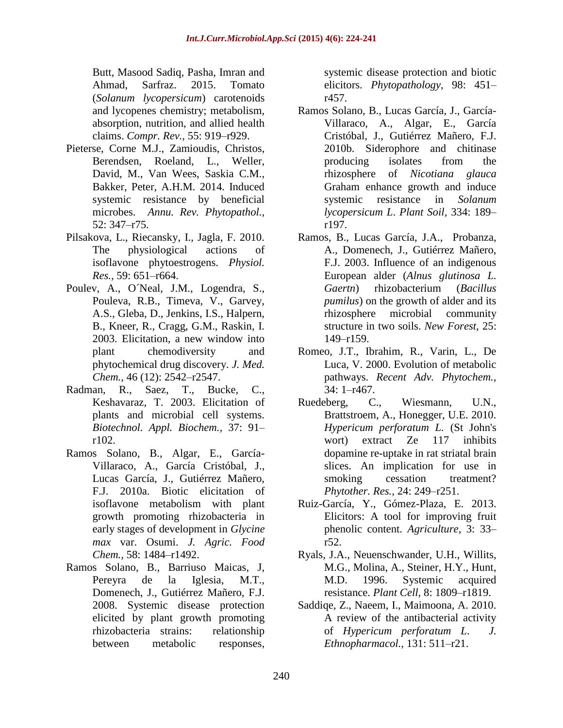Butt, Masood Sadiq, Pasha, Imran and Ahmad, Sarfraz. 2015. Tomato (*Solanum lycopersicum*) carotenoids and lycopenes chemistry; metabolism, absorption, nutrition, and allied health claims. *Compr. Rev.,* 55: 919–r929.

Pieterse, Corne M.J., Zamioudis, Christos, Berendsen, Roeland, L., Weller, David, M., Van Wees, Saskia C.M., Bakker, Peter, A.H.M. 2014. Induced systemic resistance by beneficial microbes. *Annu. Rev. Phytopathol.,* 52: 347–r75.

Pilsakova, L., Riecansky, I., Jagla, F. 2010. The physiological actions of isoflavone phytoestrogens. *Physiol. Res.,* 59: 651–r664.

Poulev, A., O´Neal, J.M., Logendra, S., Pouleva, R.B., Timeva, V., Garvey, A.S., Gleba, D., Jenkins, I.S., Halpern, B., Kneer, R., Cragg, G.M., Raskin, I. 2003. Elicitation, a new window into plant chemodiversity and phytochemical drug discovery. *J. Med. Chem.,* 46 (12): 2542–r2547.

Radman, R., Saez, T., Bucke, C., Keshavaraz, T. 2003. Elicitation of plants and microbial cell systems. *Biotechnol. Appl. Biochem.,* 37: 91–r102.

Ramos Solano, B., Algar, E., García-Villaraco, A., García Cristóbal, J., Lucas García, J., Gutiérrez Mañero, F.J. 2010a. Biotic elicitation of isoflavone metabolism with plant growth promoting rhizobacteria in early stages of development in *Glycine max* var. Osumi. *J. Agric. Food Chem.,* 58: 1484–r1492.

Ramos Solano, B., Barriuso Maicas, J, Pereyra de la Iglesia, M.T., Domenech, J., Gutiérrez Mañero, F.J. 2008. Systemic disease protection elicited by plant growth promoting rhizobacteria strains: relationship between metabolic responses, systemic disease protection and biotic elicitors. *Phytopathology,* 98: 451–r457.

Ramos Solano, B., Lucas García, J., García-Villaraco, A., Algar, E., García Cristóbal, J., Gutiérrez Mañero, F.J. 2010b. Siderophore and chitinase producing isolates from the rhizosphere of *Nicotiana glauca* Graham enhance growth and induce systemic resistance in *Solanum lycopersicum L. Plant Soil,* 334: 189–r197.

Ramos, B., Lucas García, J.A., Probanza, A., Domenech, J., Gutiérrez Mañero, F.J. 2003. Influence of an indigenous European alder (*Alnus glutinosa L. Gaertn*) rhizobacterium (*Bacillus pumilus*) on the growth of alder and its rhizosphere microbial community structure in two soils. *New Forest,* 25: 149–r159.

Romeo, J.T., Ibrahim, R., Varin, L., De Luca, V. 2000. Evolution of metabolic pathways. *Recent Adv. Phytochem.,* 34: 1–r467.

Ruedeberg, C., Wiesmann, U.N., Brattstroem, A., Honegger, U.E. 2010. *Hypericum perforatum L.* (St John's wort) extract Ze 117 inhibits dopamine re-uptake in rat striatal brain slices. An implication for use in smoking cessation treatment? *Phytother. Res.,* 24: 249–r251.

Ruiz-García, Y., Gómez-Plaza, E. 2013. Elicitors: A tool for improving fruit phenolic content. *Agriculture,* 3: 33–r52.

Ryals, J.A., Neuenschwander, U.H., Willits, M.G., Molina, A., Steiner, H.Y., Hunt, M.D. 1996. Systemic acquired resistance. *Plant Cell,* 8: 1809–r1819.

Saddiqe, Z., Naeem, I., Maimoona, A. 2010. A review of the antibacterial activity of *Hypericum perforatum L. J. Ethnopharmacol.,* 131: 511–r21.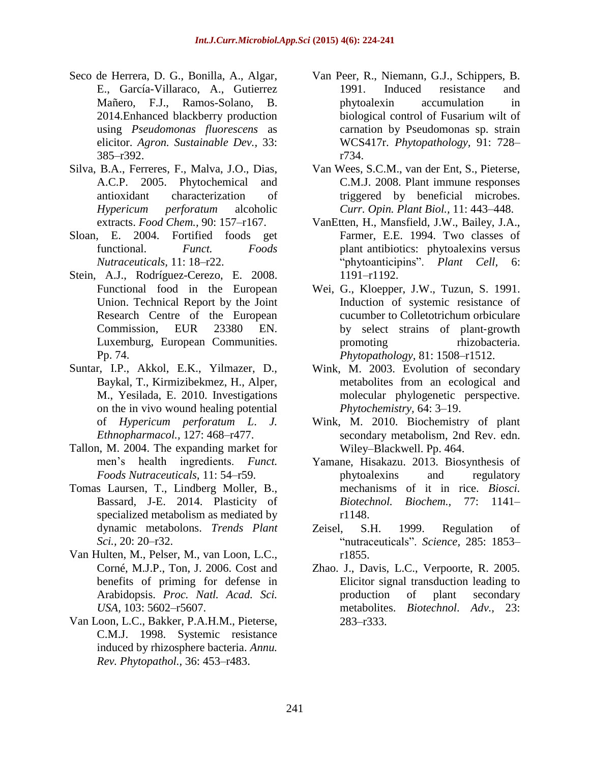Seco de Herrera, D. G., Bonilla, A., Algar, E., García-Villaraco, A., Gutierrez Mañero, F.J., Ramos-Solano, B. 2014.Enhanced blackberry production using *Pseudomonas fluorescens* as elicitor. *Agron. Sustainable Dev.,* 33: 385–r392.

Silva, B.A., Ferreres, F., Malva, J.O., Dias, A.C.P. 2005. Phytochemical and antioxidant characterization of *Hypericum perforatum* alcoholic extracts. *Food Chem.,* 90: 157–r167.

Sloan, E. 2004. Fortified foods get functional. *Funct. Foods Nutraceuticals,* 11: 18–r22.

Stein, A.J., Rodríguez-Cerezo, E. 2008. Functional food in the European Union. Technical Report by the Joint Research Centre of the European Commission, EUR 23380 EN. Luxemburg, European Communities. Pp. 74.

Suntar, I.P., Akkol, E.K., Yilmazer, D., Baykal, T., Kirmizibekmez, H., Alper, M., Yesilada, E. 2010. Investigations on the in vivo wound healing potential of *Hypericum perforatum L. J. Ethnopharmacol.,* 127: 468–r477.

Tallon, M. 2004. The expanding market for men's health ingredients. *Funct. Foods Nutraceuticals,* 11: 54–r59.

Tomas Laursen, T., Lindberg Moller, B., Bassard, J-E. 2014. Plasticity of specialized metabolism as mediated by dynamic metabolons. *Trends Plant Sci.,* 20: 20–r32.

Van Hulten, M., Pelser, M., van Loon, L.C., Corné, M.J.P., Ton, J. 2006. Cost and benefits of priming for defense in Arabidopsis. *Proc. Natl. Acad. Sci. USA,* 103: 5602–r5607.

Van Loon, L.C., Bakker, P.A.H.M., Pieterse, C.M.J. 1998. Systemic resistance induced by rhizosphere bacteria. *Annu. Rev. Phytopathol.,* 36: 453–r483.

Van Peer, R., Niemann, G.J., Schippers, B. 1991. Induced resistance and phytoalexin accumulation in biological control of Fusarium wilt of carnation by Pseudomonas sp. strain WCS417r. *Phytopathology,* 91: 728–r734.

Van Wees, S.C.M., van der Ent, S., Pieterse, C.M.J. 2008. Plant immune responses triggered by beneficial microbes. *Curr. Opin. Plant Biol.,* 11: 443–448.

VanEtten, H., Mansfield, J.W., Bailey, J.A., Farmer, E.E. 1994. Two classes of plant antibiotics: phytoalexins versus "phytoanticipins". *Plant Cell,* 6: 1191–r1192.

Wei, G., Kloepper, J.W., Tuzun, S. 1991. Induction of systemic resistance of cucumber to Colletotrichum orbiculare by select strains of plant-growth promoting rhizobacteria. *Phytopathology,* 81: 1508–r1512.

Wink, M. 2003. Evolution of secondary metabolites from an ecological and molecular phylogenetic perspective. *Phytochemistry,* 64: 3–19.

Wink, M. 2010. Biochemistry of plant secondary metabolism, 2nd Rev. edn. Wiley–Blackwell. Pp. 464.

Yamane, Hisakazu. 2013. Biosynthesis of phytoalexins and regulatory mechanisms of it in rice. *Biosci. Biotechnol. Biochem.,* 77: 1141–r1148.

Zeisel, S.H. 1999. Regulation of "nutraceuticals". *Science,* 285: 1853–r1855.

Zhao. J., Davis, L.C., Verpoorte, R. 2005. Elicitor signal transduction leading to production of plant secondary metabolites. *Biotechnol. Adv.,* 23: 283–r333.